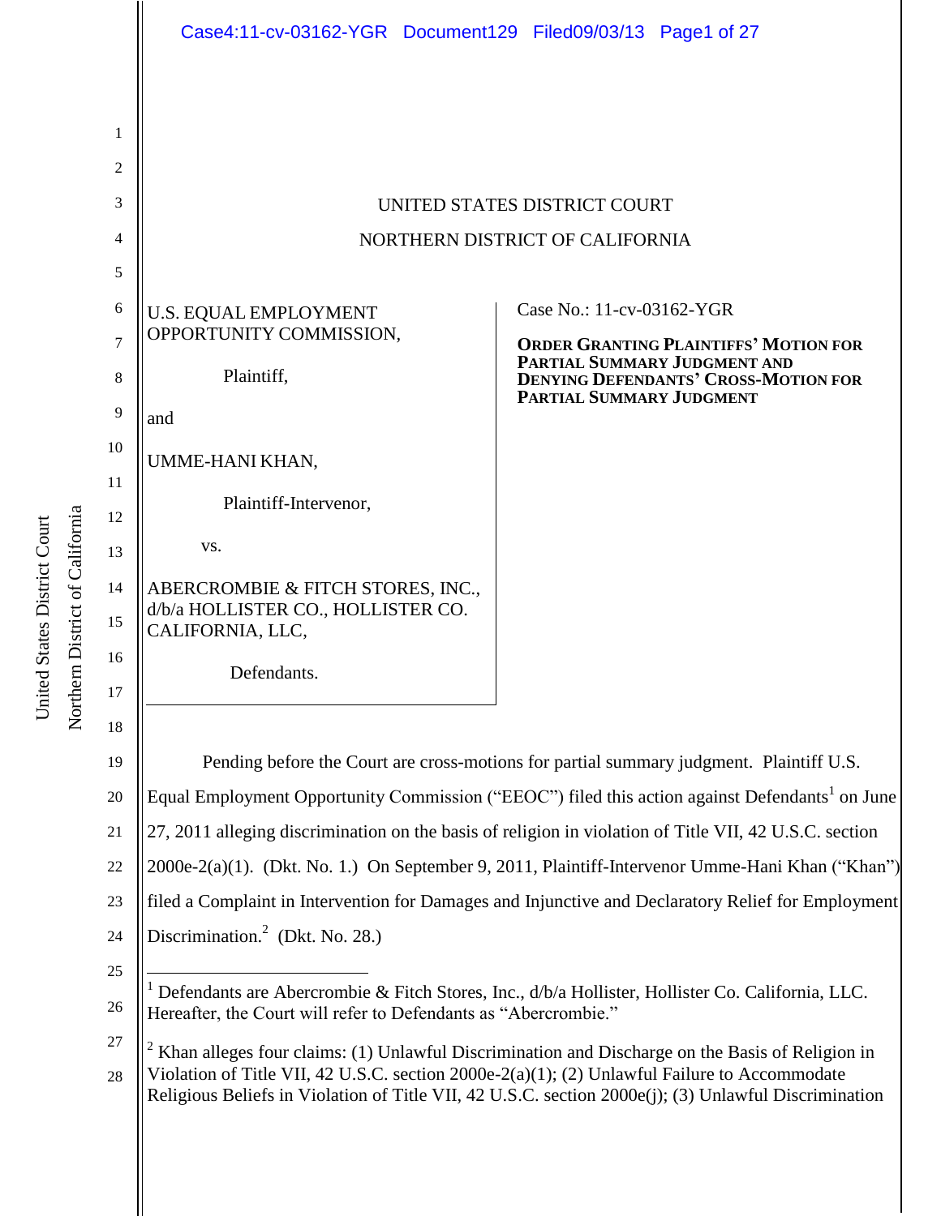UNITED STATES DISTRICT COURT

NORTHERN DISTRICT OF CALIFORNIA

U.S. EQUAL EMPLOYMENT OPPORTUNITY COMMISSION,

Plaintiff,

and

UMME-HANI KHAN,

Plaintiff-Intervenor,

vs.

ABERCROMBIE & FITCH STORES, INC., d/b/a HOLLISTER CO., HOLLISTER CO. CALIFORNIA, LLC,

Defendants.

Case No.: 11-cv-03162-YGR

**ORDER GRANTING PLAINTIFFS' MOTION FOR PARTIAL SUMMARY JUDGMENT AND DENYING DEFENDANTS' CROSS-MOTION FOR PARTIAL SUMMARY JUDGMENT**

Pending before the Court are cross-motions for partial summary judgment. Plaintiff U.S. Equal Employment Opportunity Commission ("EEOC") filed this action against Defendants[1] on June 27, 2011 alleging discrimination on the basis of religion in violation of Title VII, 42 U.S.C. section 2000e-2(a)(1). (Dkt. No. 1.) On September 9, 2011, Plaintiff-Intervenor Umme-Hani Khan ("Khan") filed a Complaint in Intervention for Damages and Injunctive and Declaratory Relief for Employment Discrimination.[2] (Dkt. No. 28.)

---

[1] Defendants are Abercrombie & Fitch Stores, Inc., d/b/a Hollister, Hollister Co. California, LLC. Hereafter, the Court will refer to Defendants as "Abercrombie."

[2] Khan alleges four claims: (1) Unlawful Discrimination and Discharge on the Basis of Religion in Violation of Title VII, 42 U.S.C. section 2000e-2(a)(1); (2) Unlawful Failure to Accommodate Religious Beliefs in Violation of Title VII, 42 U.S.C. section 2000e(j); (3) Unlawful Discrimination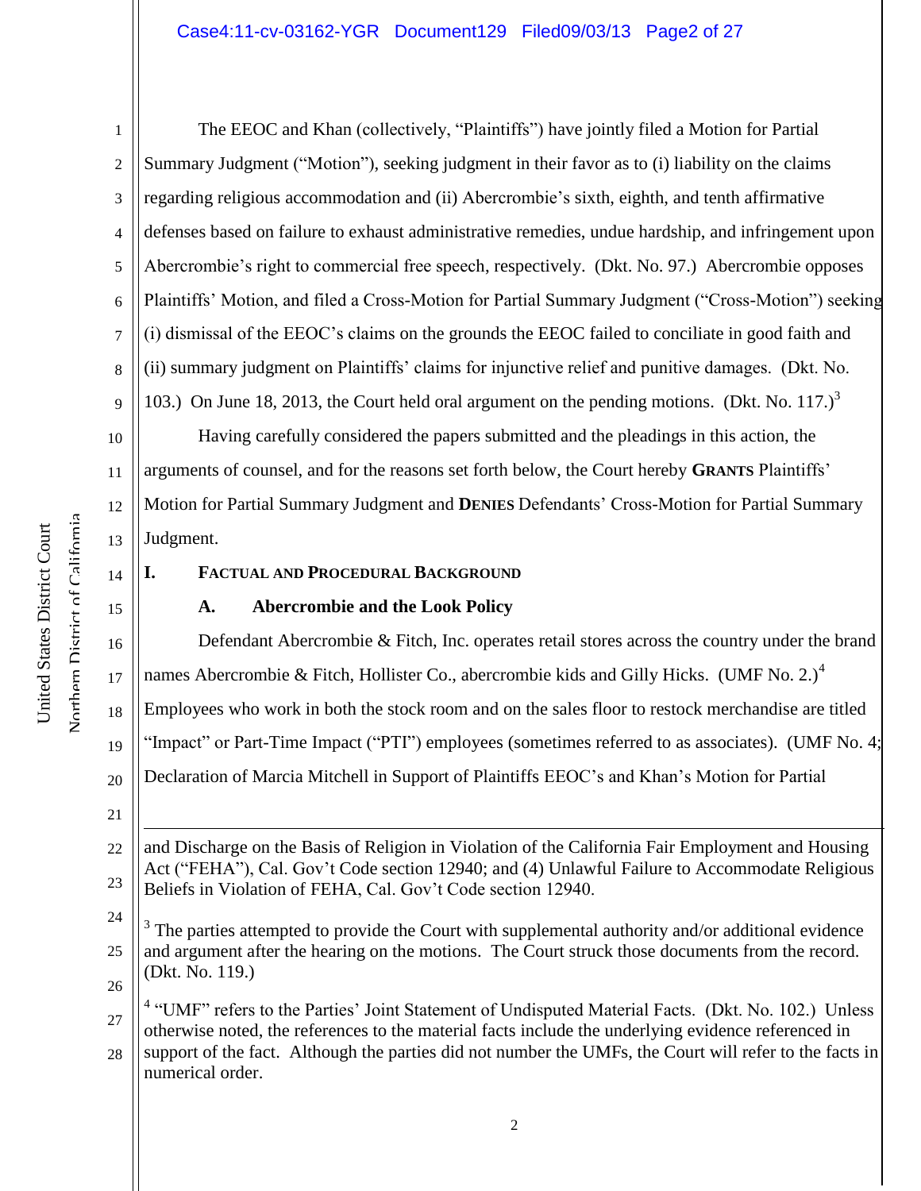The EEOC and Khan (collectively, "Plaintiffs") have jointly filed a Motion for Partial Summary Judgment ("Motion"), seeking judgment in their favor as to (i) liability on the claims regarding religious accommodation and (ii) Abercrombie's sixth, eighth, and tenth affirmative defenses based on failure to exhaust administrative remedies, undue hardship, and infringement upon Abercrombie's right to commercial free speech, respectively. (Dkt. No. 97.) Abercrombie opposes Plaintiffs' Motion, and filed a Cross-Motion for Partial Summary Judgment ("Cross-Motion") seeking (i) dismissal of the EEOC's claims on the grounds the EEOC failed to conciliate in good faith and (ii) summary judgment on Plaintiffs' claims for injunctive relief and punitive damages. (Dkt. No. 103.) On June 18, 2013, the Court held oral argument on the pending motions. (Dkt. No. 117.)[3]

Having carefully considered the papers submitted and the pleadings in this action, the arguments of counsel, and for the reasons set forth below, the Court hereby **GRANTS** Plaintiffs' Motion for Partial Summary Judgment and **DENIES** Defendants' Cross-Motion for Partial Summary Judgment.

## I. FACTUAL AND PROCEDURAL BACKGROUND

### A. Abercrombie and the Look Policy

Defendant Abercrombie & Fitch, Inc. operates retail stores across the country under the brand names Abercrombie & Fitch, Hollister Co., abercrombie kids and Gilly Hicks. (UMF No. 2.)[4] Employees who work in both the stock room and on the sales floor to restock merchandise are titled "Impact" or Part-Time Impact ("PTI") employees (sometimes referred to as associates). (UMF No. 4; Declaration of Marcia Mitchell in Support of Plaintiffs EEOC's and Khan's Motion for Partial

---

and Discharge on the Basis of Religion in Violation of the California Fair Employment and Housing Act ("FEHA"), Cal. Gov't Code section 12940; and (4) Unlawful Failure to Accommodate Religious Beliefs in Violation of FEHA, Cal. Gov't Code section 12940.

[3] The parties attempted to provide the Court with supplemental authority and/or additional evidence and argument after the hearing on the motions. The Court struck those documents from the record. (Dkt. No. 119.)

[4] "UMF" refers to the Parties' Joint Statement of Undisputed Material Facts. (Dkt. No. 102.) Unless otherwise noted, the references to the material facts include the underlying evidence referenced in support of the fact. Although the parties did not number the UMFs, the Court will refer to the facts in numerical order.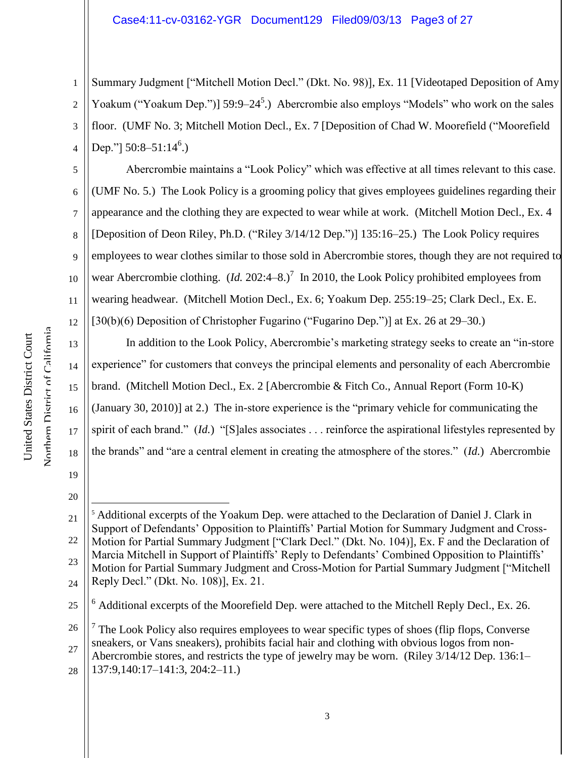Summary Judgment ["Mitchell Motion Decl." (Dkt. No. 98)], Ex. 11 [Videotaped Deposition of Amy Yoakum ("Yoakum Dep.")] 59:9–24[5].) Abercrombie also employs "Models" who work on the sales floor. (UMF No. 3; Mitchell Motion Decl., Ex. 7 [Deposition of Chad W. Moorefield ("Moorefield Dep."] 50:8–51:14[6].)

Abercrombie maintains a "Look Policy" which was effective at all times relevant to this case. (UMF No. 5.) The Look Policy is a grooming policy that gives employees guidelines regarding their appearance and the clothing they are expected to wear while at work. (Mitchell Motion Decl., Ex. 4 [Deposition of Deon Riley, Ph.D. ("Riley 3/14/12 Dep.")] 135:16–25.) The Look Policy requires employees to wear clothes similar to those sold in Abercrombie stores, though they are not required to wear Abercrombie clothing. (*Id.* 202:4–8.)[7] In 2010, the Look Policy prohibited employees from wearing headwear. (Mitchell Motion Decl., Ex. 6; Yoakum Dep. 255:19–25; Clark Decl., Ex. E. [30(b)(6) Deposition of Christopher Fugarino ("Fugarino Dep.")] at Ex. 26 at 29–30.)

In addition to the Look Policy, Abercrombie's marketing strategy seeks to create an "in-store experience" for customers that conveys the principal elements and personality of each Abercrombie brand. (Mitchell Motion Decl., Ex. 2 [Abercrombie & Fitch Co., Annual Report (Form 10-K) (January 30, 2010)] at 2.) The in-store experience is the "primary vehicle for communicating the spirit of each brand." (*Id.*) "[S]ales associates . . . reinforce the aspirational lifestyles represented by the brands" and "are a central element in creating the atmosphere of the stores." (*Id.*) Abercrombie

---

[5] Additional excerpts of the Yoakum Dep. were attached to the Declaration of Daniel J. Clark in Support of Defendants' Opposition to Plaintiffs' Partial Motion for Summary Judgment and Cross-Motion for Partial Summary Judgment ["Clark Decl." (Dkt. No. 104)], Ex. F and the Declaration of Marcia Mitchell in Support of Plaintiffs' Reply to Defendants' Combined Opposition to Plaintiffs' Motion for Partial Summary Judgment and Cross-Motion for Partial Summary Judgment ["Mitchell Reply Decl." (Dkt. No. 108)], Ex. 21.

[6] Additional excerpts of the Moorefield Dep. were attached to the Mitchell Reply Decl., Ex. 26.

[7] The Look Policy also requires employees to wear specific types of shoes (flip flops, Converse sneakers, or Vans sneakers), prohibits facial hair and clothing with obvious logos from non-Abercrombie stores, and restricts the type of jewelry may be worn. (Riley 3/14/12 Dep. 136:1–137:9,140:17–141:3, 204:2–11.)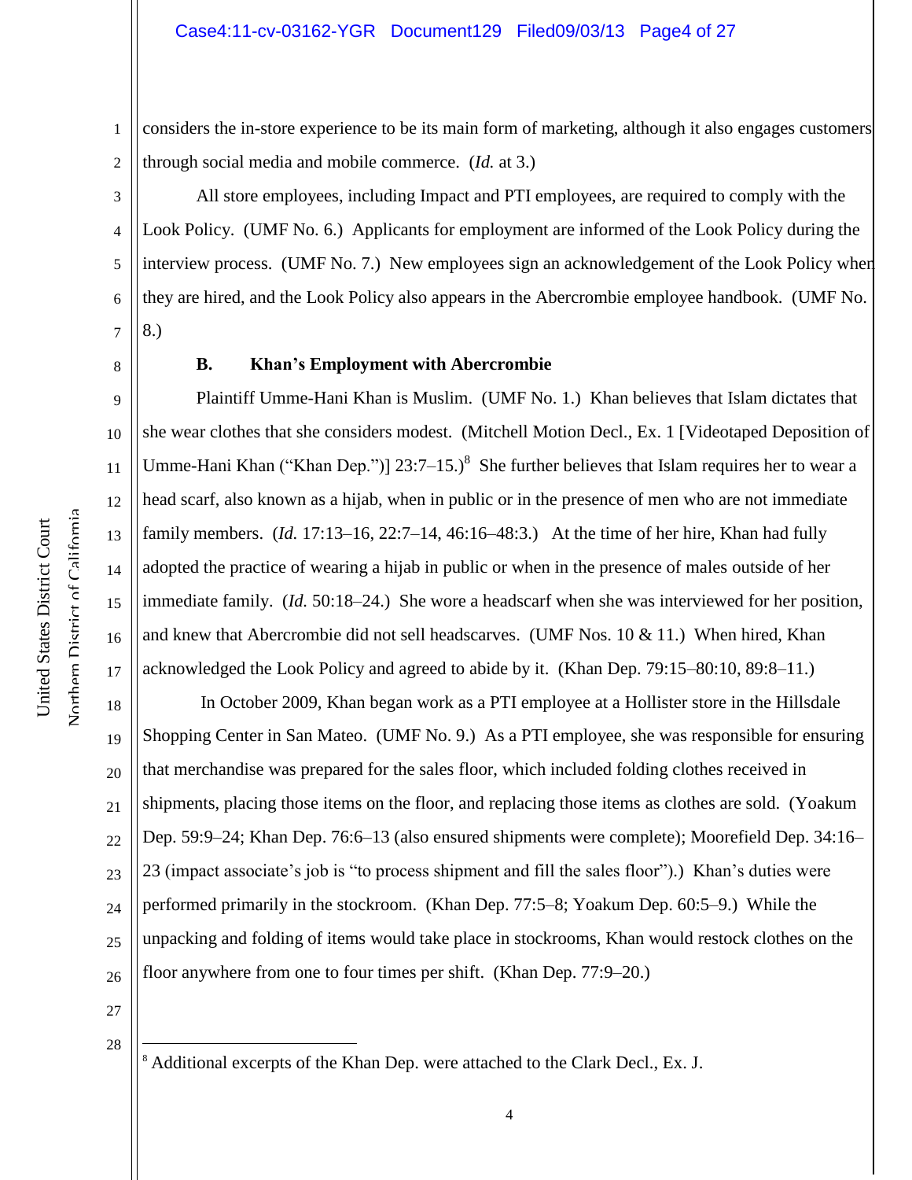considers the in-store experience to be its main form of marketing, although it also engages customers through social media and mobile commerce. (*Id.* at 3.)

All store employees, including Impact and PTI employees, are required to comply with the Look Policy. (UMF No. 6.) Applicants for employment are informed of the Look Policy during the interview process. (UMF No. 7.) New employees sign an acknowledgement of the Look Policy when they are hired, and the Look Policy also appears in the Abercrombie employee handbook. (UMF No. 8.)

### B. Khan's Employment with Abercrombie

Plaintiff Umme-Hani Khan is Muslim. (UMF No. 1.) Khan believes that Islam dictates that she wear clothes that she considers modest. (Mitchell Motion Decl., Ex. 1 [Videotaped Deposition of Umme-Hani Khan ("Khan Dep.")] 23:7–15.)[8] She further believes that Islam requires her to wear a head scarf, also known as a hijab, when in public or in the presence of men who are not immediate family members. (*Id.* 17:13–16, 22:7–14, 46:16–48:3.) At the time of her hire, Khan had fully adopted the practice of wearing a hijab in public or when in the presence of males outside of her immediate family. (*Id.* 50:18–24.) She wore a headscarf when she was interviewed for her position, and knew that Abercrombie did not sell headscarves. (UMF Nos. 10 & 11.) When hired, Khan acknowledged the Look Policy and agreed to abide by it. (Khan Dep. 79:15–80:10, 89:8–11.)

In October 2009, Khan began work as a PTI employee at a Hollister store in the Hillsdale Shopping Center in San Mateo. (UMF No. 9.) As a PTI employee, she was responsible for ensuring that merchandise was prepared for the sales floor, which included folding clothes received in shipments, placing those items on the floor, and replacing those items as clothes are sold. (Yoakum Dep. 59:9–24; Khan Dep. 76:6–13 (also ensured shipments were complete); Moorefield Dep. 34:16–23 (impact associate's job is "to process shipment and fill the sales floor").) Khan's duties were performed primarily in the stockroom. (Khan Dep. 77:5–8; Yoakum Dep. 60:5–9.) While the unpacking and folding of items would take place in stockrooms, Khan would restock clothes on the floor anywhere from one to four times per shift. (Khan Dep. 77:9–20.)

---

[8] Additional excerpts of the Khan Dep. were attached to the Clark Decl., Ex. J.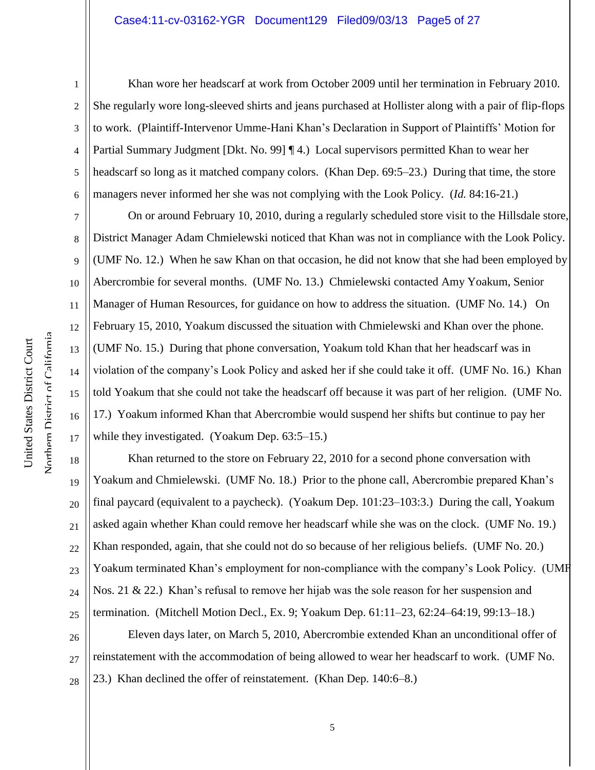Khan wore her headscarf at work from October 2009 until her termination in February 2010. She regularly wore long-sleeved shirts and jeans purchased at Hollister along with a pair of flip-flops to work. (Plaintiff-Intervenor Umme-Hani Khan's Declaration in Support of Plaintiffs' Motion for Partial Summary Judgment [Dkt. No. 99] ¶ 4.) Local supervisors permitted Khan to wear her headscarf so long as it matched company colors. (Khan Dep. 69:5–23.) During that time, the store managers never informed her she was not complying with the Look Policy. (*Id.* 84:16-21.)

On or around February 10, 2010, during a regularly scheduled store visit to the Hillsdale store, District Manager Adam Chmielewski noticed that Khan was not in compliance with the Look Policy. (UMF No. 12.) When he saw Khan on that occasion, he did not know that she had been employed by Abercrombie for several months. (UMF No. 13.) Chmielewski contacted Amy Yoakum, Senior Manager of Human Resources, for guidance on how to address the situation. (UMF No. 14.) On February 15, 2010, Yoakum discussed the situation with Chmielewski and Khan over the phone. (UMF No. 15.) During that phone conversation, Yoakum told Khan that her headscarf was in violation of the company's Look Policy and asked her if she could take it off. (UMF No. 16.) Khan told Yoakum that she could not take the headscarf off because it was part of her religion. (UMF No. 17.) Yoakum informed Khan that Abercrombie would suspend her shifts but continue to pay her while they investigated. (Yoakum Dep. 63:5–15.)

Khan returned to the store on February 22, 2010 for a second phone conversation with Yoakum and Chmielewski. (UMF No. 18.) Prior to the phone call, Abercrombie prepared Khan's final paycard (equivalent to a paycheck). (Yoakum Dep. 101:23–103:3.) During the call, Yoakum asked again whether Khan could remove her headscarf while she was on the clock. (UMF No. 19.) Khan responded, again, that she could not do so because of her religious beliefs. (UMF No. 20.) Yoakum terminated Khan's employment for non-compliance with the company's Look Policy. (UMF Nos. 21 & 22.) Khan's refusal to remove her hijab was the sole reason for her suspension and termination. (Mitchell Motion Decl., Ex. 9; Yoakum Dep. 61:11–23, 62:24–64:19, 99:13–18.)

Eleven days later, on March 5, 2010, Abercrombie extended Khan an unconditional offer of reinstatement with the accommodation of being allowed to wear her headscarf to work. (UMF No. 23.) Khan declined the offer of reinstatement. (Khan Dep. 140:6–8.)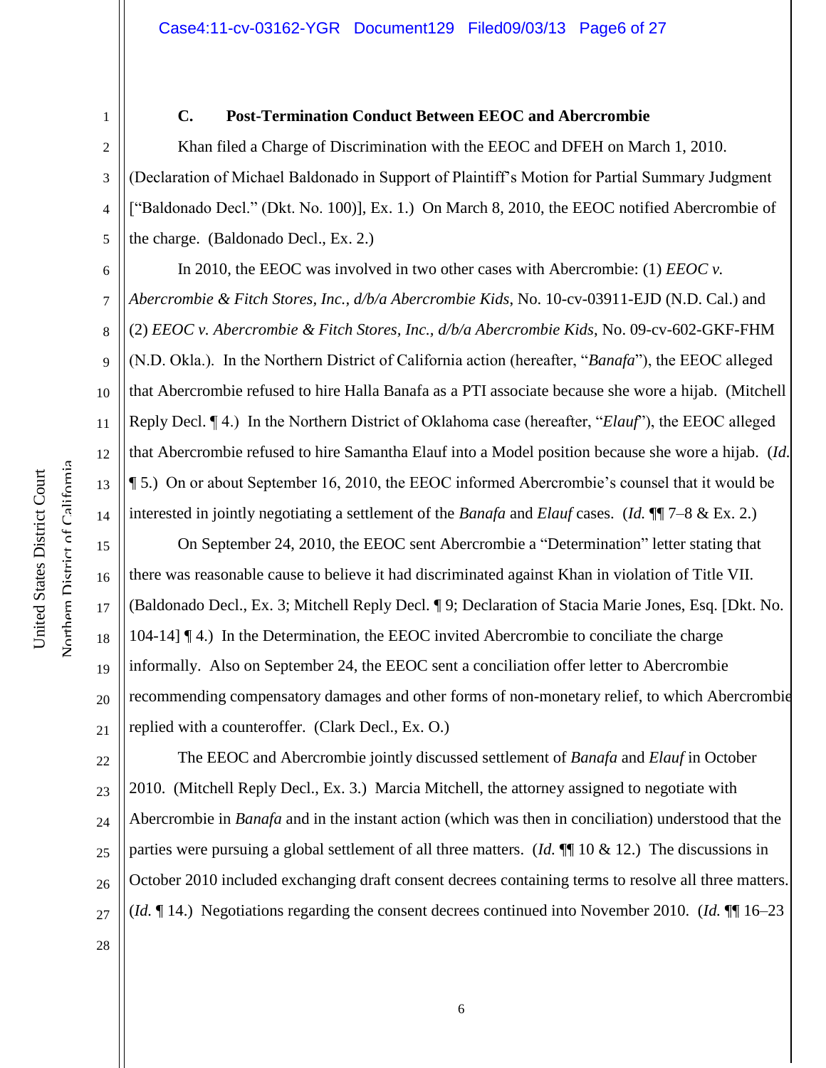### C. Post-Termination Conduct Between EEOC and Abercrombie

Khan filed a Charge of Discrimination with the EEOC and DFEH on March 1, 2010. (Declaration of Michael Baldonado in Support of Plaintiff's Motion for Partial Summary Judgment ["Baldonado Decl." (Dkt. No. 100)], Ex. 1.) On March 8, 2010, the EEOC notified Abercrombie of the charge. (Baldonado Decl., Ex. 2.)

In 2010, the EEOC was involved in two other cases with Abercrombie: (1) *EEOC v. Abercrombie & Fitch Stores, Inc., d/b/a Abercrombie Kids*, No. 10-cv-03911-EJD (N.D. Cal.) and (2) *EEOC v. Abercrombie & Fitch Stores, Inc., d/b/a Abercrombie Kids*, No. 09-cv-602-GKF-FHM (N.D. Okla.). In the Northern District of California action (hereafter, "*Banafa*"), the EEOC alleged that Abercrombie refused to hire Halla Banafa as a PTI associate because she wore a hijab. (Mitchell Reply Decl. ¶ 4.) In the Northern District of Oklahoma case (hereafter, "*Elauf*"), the EEOC alleged that Abercrombie refused to hire Samantha Elauf into a Model position because she wore a hijab. (*Id.* ¶ 5.) On or about September 16, 2010, the EEOC informed Abercrombie's counsel that it would be interested in jointly negotiating a settlement of the *Banafa* and *Elauf* cases. (*Id.* ¶¶ 7–8 & Ex. 2.)

On September 24, 2010, the EEOC sent Abercrombie a "Determination" letter stating that there was reasonable cause to believe it had discriminated against Khan in violation of Title VII. (Baldonado Decl., Ex. 3; Mitchell Reply Decl. ¶ 9; Declaration of Stacia Marie Jones, Esq. [Dkt. No. 104-14] ¶ 4.) In the Determination, the EEOC invited Abercrombie to conciliate the charge informally. Also on September 24, the EEOC sent a conciliation offer letter to Abercrombie recommending compensatory damages and other forms of non-monetary relief, to which Abercrombie replied with a counteroffer. (Clark Decl., Ex. O.)

The EEOC and Abercrombie jointly discussed settlement of *Banafa* and *Elauf* in October 2010. (Mitchell Reply Decl., Ex. 3.) Marcia Mitchell, the attorney assigned to negotiate with Abercrombie in *Banafa* and in the instant action (which was then in conciliation) understood that the parties were pursuing a global settlement of all three matters. (*Id.* ¶¶ 10 & 12.) The discussions in October 2010 included exchanging draft consent decrees containing terms to resolve all three matters. (*Id.* ¶ 14.) Negotiations regarding the consent decrees continued into November 2010. (*Id.* ¶¶ 16–23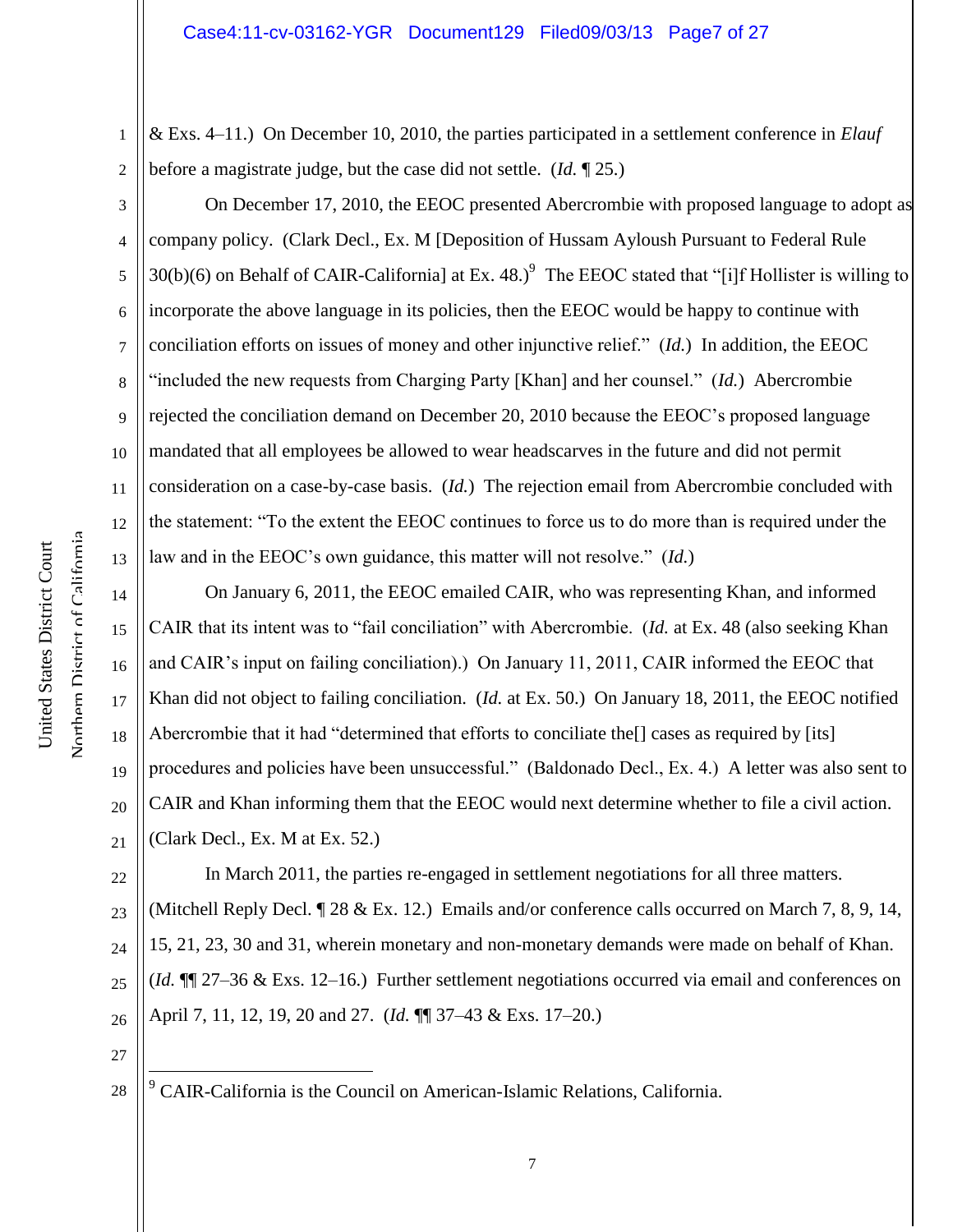& Exs. 4–11.) On December 10, 2010, the parties participated in a settlement conference in *Elauf* before a magistrate judge, but the case did not settle. (*Id.* ¶ 25.)

On December 17, 2010, the EEOC presented Abercrombie with proposed language to adopt as company policy. (Clark Decl., Ex. M [Deposition of Hussam Ayloush Pursuant to Federal Rule 30(b)(6) on Behalf of CAIR-California] at Ex. 48.)[9] The EEOC stated that "[i]f Hollister is willing to incorporate the above language in its policies, then the EEOC would be happy to continue with conciliation efforts on issues of money and other injunctive relief." (*Id.*) In addition, the EEOC "included the new requests from Charging Party [Khan] and her counsel." (*Id.*) Abercrombie rejected the conciliation demand on December 20, 2010 because the EEOC's proposed language mandated that all employees be allowed to wear headscarves in the future and did not permit consideration on a case-by-case basis. (*Id.*) The rejection email from Abercrombie concluded with the statement: "To the extent the EEOC continues to force us to do more than is required under the law and in the EEOC's own guidance, this matter will not resolve." (*Id.*)

On January 6, 2011, the EEOC emailed CAIR, who was representing Khan, and informed CAIR that its intent was to "fail conciliation" with Abercrombie. (*Id.* at Ex. 48 (also seeking Khan and CAIR's input on failing conciliation).) On January 11, 2011, CAIR informed the EEOC that Khan did not object to failing conciliation. (*Id.* at Ex. 50.) On January 18, 2011, the EEOC notified Abercrombie that it had "determined that efforts to conciliate the[] cases as required by [its] procedures and policies have been unsuccessful." (Baldonado Decl., Ex. 4.) A letter was also sent to CAIR and Khan informing them that the EEOC would next determine whether to file a civil action. (Clark Decl., Ex. M at Ex. 52.)

In March 2011, the parties re-engaged in settlement negotiations for all three matters. (Mitchell Reply Decl. ¶ 28 & Ex. 12.) Emails and/or conference calls occurred on March 7, 8, 9, 14, 15, 21, 23, 30 and 31, wherein monetary and non-monetary demands were made on behalf of Khan. (*Id.* ¶¶ 27–36 & Exs. 12–16.) Further settlement negotiations occurred via email and conferences on April 7, 11, 12, 19, 20 and 27. (*Id.* ¶¶ 37–43 & Exs. 17–20.)

---

[9] CAIR-California is the Council on American-Islamic Relations, California.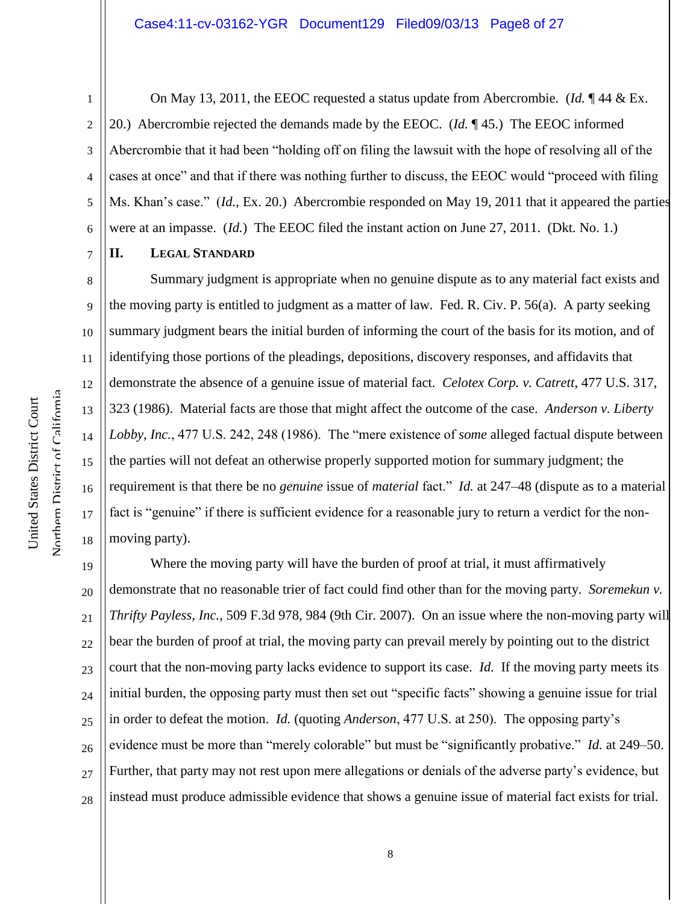On May 13, 2011, the EEOC requested a status update from Abercrombie. (*Id.* ¶ 44 & Ex. 20.) Abercrombie rejected the demands made by the EEOC. (*Id.* ¶ 45.) The EEOC informed Abercrombie that it had been "holding off on filing the lawsuit with the hope of resolving all of the cases at once" and that if there was nothing further to discuss, the EEOC would "proceed with filing Ms. Khan's case." (*Id.*, Ex. 20.) Abercrombie responded on May 19, 2011 that it appeared the parties were at an impasse. (*Id.*) The EEOC filed the instant action on June 27, 2011. (Dkt. No. 1.)

## II. LEGAL STANDARD

Summary judgment is appropriate when no genuine dispute as to any material fact exists and the moving party is entitled to judgment as a matter of law. Fed. R. Civ. P. 56(a). A party seeking summary judgment bears the initial burden of informing the court of the basis for its motion, and of identifying those portions of the pleadings, depositions, discovery responses, and affidavits that demonstrate the absence of a genuine issue of material fact. *Celotex Corp. v. Catrett*, 477 U.S. 317, 323 (1986). Material facts are those that might affect the outcome of the case. *Anderson v. Liberty Lobby, Inc.*, 477 U.S. 242, 248 (1986). The "mere existence of *some* alleged factual dispute between the parties will not defeat an otherwise properly supported motion for summary judgment; the requirement is that there be no *genuine* issue of *material* fact." *Id.* at 247–48 (dispute as to a material fact is "genuine" if there is sufficient evidence for a reasonable jury to return a verdict for the non-moving party).

Where the moving party will have the burden of proof at trial, it must affirmatively demonstrate that no reasonable trier of fact could find other than for the moving party. *Soremekun v. Thrifty Payless, Inc.*, 509 F.3d 978, 984 (9th Cir. 2007). On an issue where the non-moving party will bear the burden of proof at trial, the moving party can prevail merely by pointing out to the district court that the non-moving party lacks evidence to support its case. *Id.* If the moving party meets its initial burden, the opposing party must then set out "specific facts" showing a genuine issue for trial in order to defeat the motion. *Id.* (quoting *Anderson*, 477 U.S. at 250). The opposing party's evidence must be more than "merely colorable" but must be "significantly probative." *Id.* at 249–50. Further, that party may not rest upon mere allegations or denials of the adverse party's evidence, but instead must produce admissible evidence that shows a genuine issue of material fact exists for trial.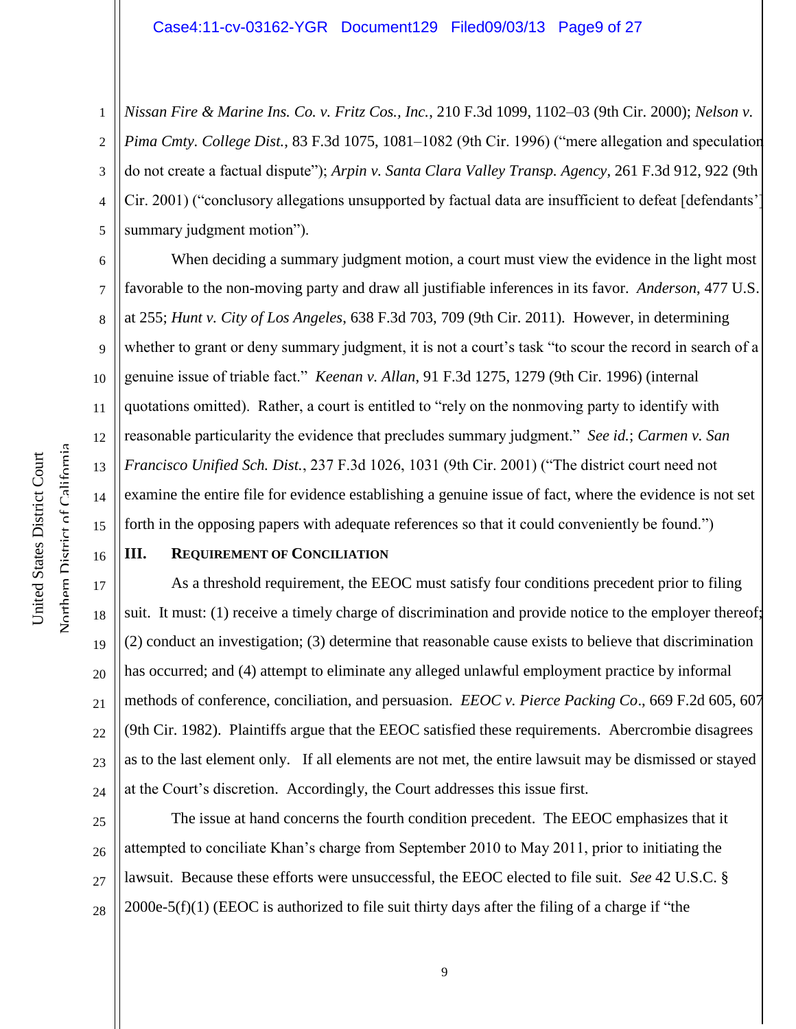*Nissan Fire & Marine Ins. Co. v. Fritz Cos., Inc.*, 210 F.3d 1099, 1102–03 (9th Cir. 2000); *Nelson v. Pima Cmty. College Dist.*, 83 F.3d 1075, 1081–1082 (9th Cir. 1996) ("mere allegation and speculation do not create a factual dispute"); *Arpin v. Santa Clara Valley Transp. Agency*, 261 F.3d 912, 922 (9th Cir. 2001) ("conclusory allegations unsupported by factual data are insufficient to defeat [defendants'] summary judgment motion").

When deciding a summary judgment motion, a court must view the evidence in the light most favorable to the non-moving party and draw all justifiable inferences in its favor. *Anderson*, 477 U.S. at 255; *Hunt v. City of Los Angeles*, 638 F.3d 703, 709 (9th Cir. 2011). However, in determining whether to grant or deny summary judgment, it is not a court's task "to scour the record in search of a genuine issue of triable fact." *Keenan v. Allan*, 91 F.3d 1275, 1279 (9th Cir. 1996) (internal quotations omitted). Rather, a court is entitled to "rely on the nonmoving party to identify with reasonable particularity the evidence that precludes summary judgment." *See id.*; *Carmen v. San Francisco Unified Sch. Dist.*, 237 F.3d 1026, 1031 (9th Cir. 2001) ("The district court need not examine the entire file for evidence establishing a genuine issue of fact, where the evidence is not set forth in the opposing papers with adequate references so that it could conveniently be found.")

## III. Requirement of Conciliation

As a threshold requirement, the EEOC must satisfy four conditions precedent prior to filing suit. It must: (1) receive a timely charge of discrimination and provide notice to the employer thereof; (2) conduct an investigation; (3) determine that reasonable cause exists to believe that discrimination has occurred; and (4) attempt to eliminate any alleged unlawful employment practice by informal methods of conference, conciliation, and persuasion. *EEOC v. Pierce Packing Co*., 669 F.2d 605, 607 (9th Cir. 1982). Plaintiffs argue that the EEOC satisfied these requirements. Abercrombie disagrees as to the last element only. If all elements are not met, the entire lawsuit may be dismissed or stayed at the Court's discretion. Accordingly, the Court addresses this issue first.

The issue at hand concerns the fourth condition precedent. The EEOC emphasizes that it attempted to conciliate Khan's charge from September 2010 to May 2011, prior to initiating the lawsuit. Because these efforts were unsuccessful, the EEOC elected to file suit. *See* 42 U.S.C. § 2000e-5(f)(1) (EEOC is authorized to file suit thirty days after the filing of a charge if "the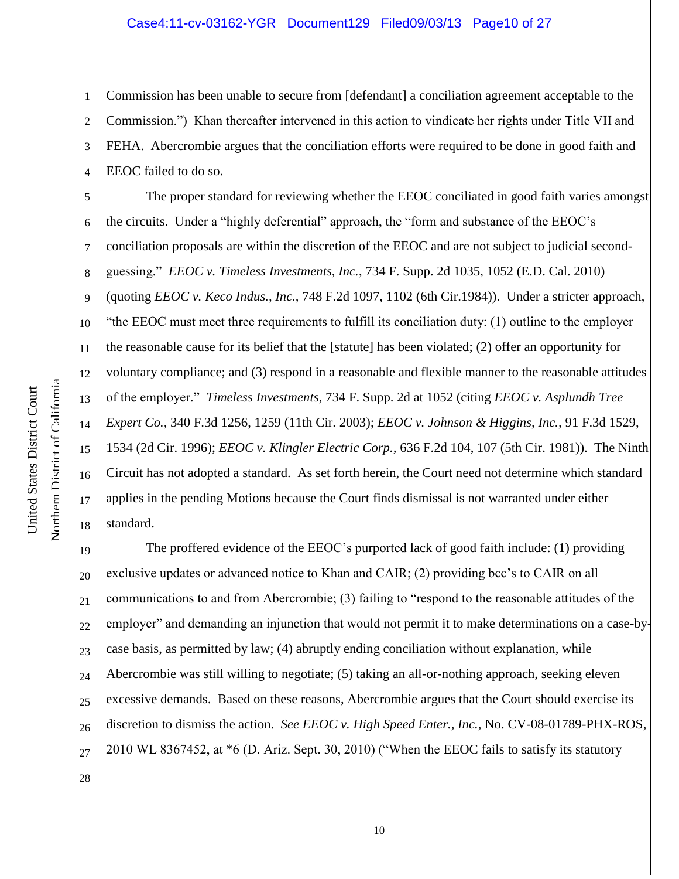Commission has been unable to secure from [defendant] a conciliation agreement acceptable to the Commission.") Khan thereafter intervened in this action to vindicate her rights under Title VII and FEHA. Abercrombie argues that the conciliation efforts were required to be done in good faith and EEOC failed to do so.

The proper standard for reviewing whether the EEOC conciliated in good faith varies amongst the circuits. Under a "highly deferential" approach, the "form and substance of the EEOC's conciliation proposals are within the discretion of the EEOC and are not subject to judicial second-guessing." *EEOC v. Timeless Investments, Inc.*, 734 F. Supp. 2d 1035, 1052 (E.D. Cal. 2010) (quoting *EEOC v. Keco Indus., Inc.*, 748 F.2d 1097, 1102 (6th Cir.1984)). Under a stricter approach, "the EEOC must meet three requirements to fulfill its conciliation duty: (1) outline to the employer the reasonable cause for its belief that the [statute] has been violated; (2) offer an opportunity for voluntary compliance; and (3) respond in a reasonable and flexible manner to the reasonable attitudes of the employer." *Timeless Investments*, 734 F. Supp. 2d at 1052 (citing *EEOC v. Asplundh Tree Expert Co.*, 340 F.3d 1256, 1259 (11th Cir. 2003); *EEOC v. Johnson & Higgins, Inc.*, 91 F.3d 1529, 1534 (2d Cir. 1996); *EEOC v. Klingler Electric Corp.*, 636 F.2d 104, 107 (5th Cir. 1981)). The Ninth Circuit has not adopted a standard. As set forth herein, the Court need not determine which standard applies in the pending Motions because the Court finds dismissal is not warranted under either standard.

The proffered evidence of the EEOC's purported lack of good faith include: (1) providing exclusive updates or advanced notice to Khan and CAIR; (2) providing bcc's to CAIR on all communications to and from Abercrombie; (3) failing to "respond to the reasonable attitudes of the employer" and demanding an injunction that would not permit it to make determinations on a case-by-case basis, as permitted by law; (4) abruptly ending conciliation without explanation, while Abercrombie was still willing to negotiate; (5) taking an all-or-nothing approach, seeking eleven excessive demands. Based on these reasons, Abercrombie argues that the Court should exercise its discretion to dismiss the action. *See EEOC v. High Speed Enter., Inc.*, No. CV-08-01789-PHX-ROS, 2010 WL 8367452, at *6 (D. Ariz. Sept. 30, 2010) ("When the EEOC fails to satisfy its statutory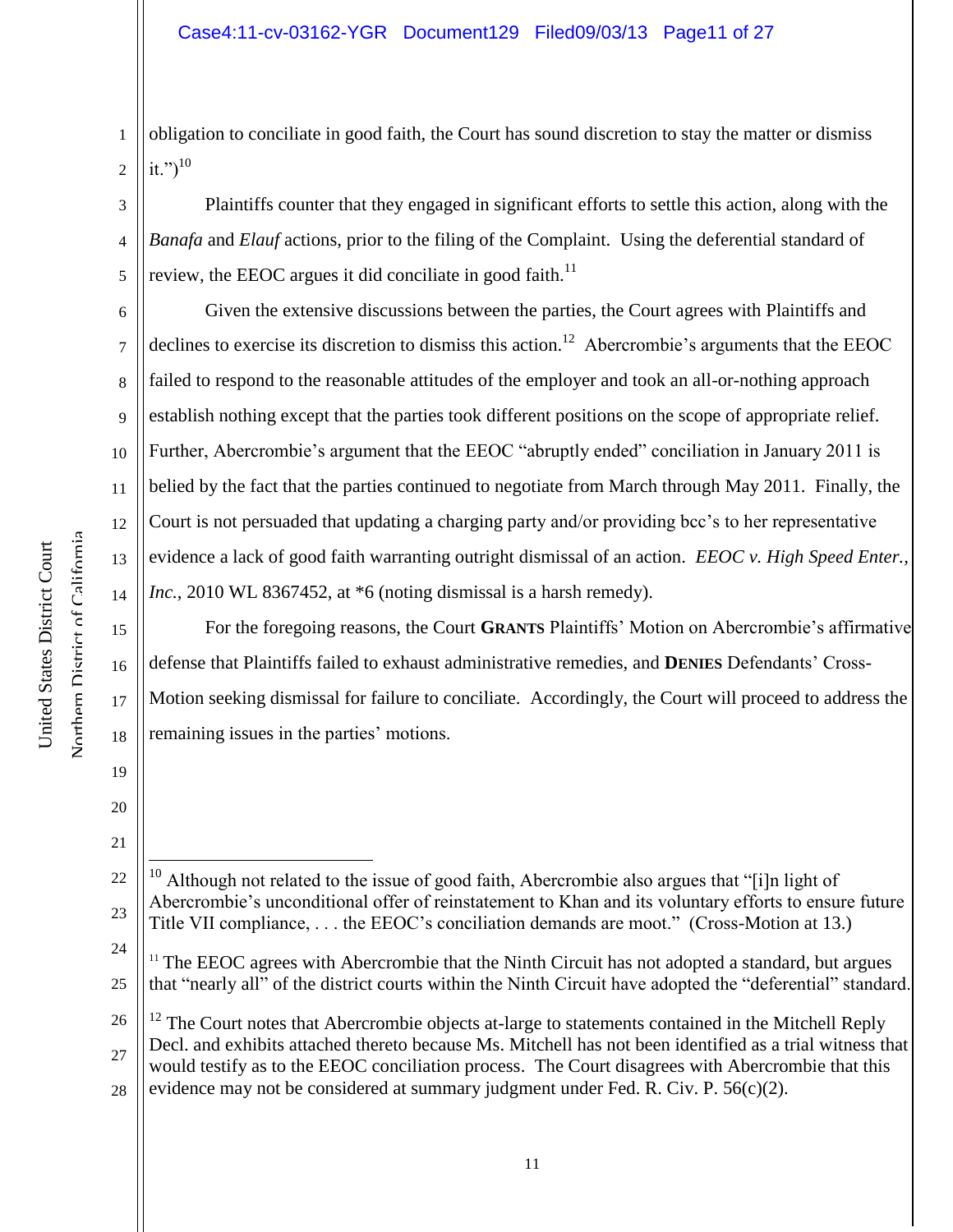obligation to conciliate in good faith, the Court has sound discretion to stay the matter or dismiss it.")[10]

Plaintiffs counter that they engaged in significant efforts to settle this action, along with the *Banafa* and *Elauf* actions, prior to the filing of the Complaint. Using the deferential standard of review, the EEOC argues it did conciliate in good faith.[11]

Given the extensive discussions between the parties, the Court agrees with Plaintiffs and declines to exercise its discretion to dismiss this action.[12] Abercrombie's arguments that the EEOC failed to respond to the reasonable attitudes of the employer and took an all-or-nothing approach establish nothing except that the parties took different positions on the scope of appropriate relief. Further, Abercrombie's argument that the EEOC "abruptly ended" conciliation in January 2011 is belied by the fact that the parties continued to negotiate from March through May 2011. Finally, the Court is not persuaded that updating a charging party and/or providing bcc's to her representative evidence a lack of good faith warranting outright dismissal of an action. *EEOC v. High Speed Enter., Inc.*, 2010 WL 8367452, at *6 (noting dismissal is a harsh remedy).

For the foregoing reasons, the Court **GRANTS** Plaintiffs' Motion on Abercrombie's affirmative defense that Plaintiffs failed to exhaust administrative remedies, and **DENIES** Defendants' Cross-Motion seeking dismissal for failure to conciliate. Accordingly, the Court will proceed to address the remaining issues in the parties' motions.

---

[10] Although not related to the issue of good faith, Abercrombie also argues that "[i]n light of Abercrombie's unconditional offer of reinstatement to Khan and its voluntary efforts to ensure future Title VII compliance, . . . the EEOC's conciliation demands are moot." (Cross-Motion at 13.)

[11] The EEOC agrees with Abercrombie that the Ninth Circuit has not adopted a standard, but argues that "nearly all" of the district courts within the Ninth Circuit have adopted the "deferential" standard.

[12] The Court notes that Abercrombie objects at-large to statements contained in the Mitchell Reply Decl. and exhibits attached thereto because Ms. Mitchell has not been identified as a trial witness that would testify as to the EEOC conciliation process. The Court disagrees with Abercrombie that this evidence may not be considered at summary judgment under Fed. R. Civ. P. 56(c)(2).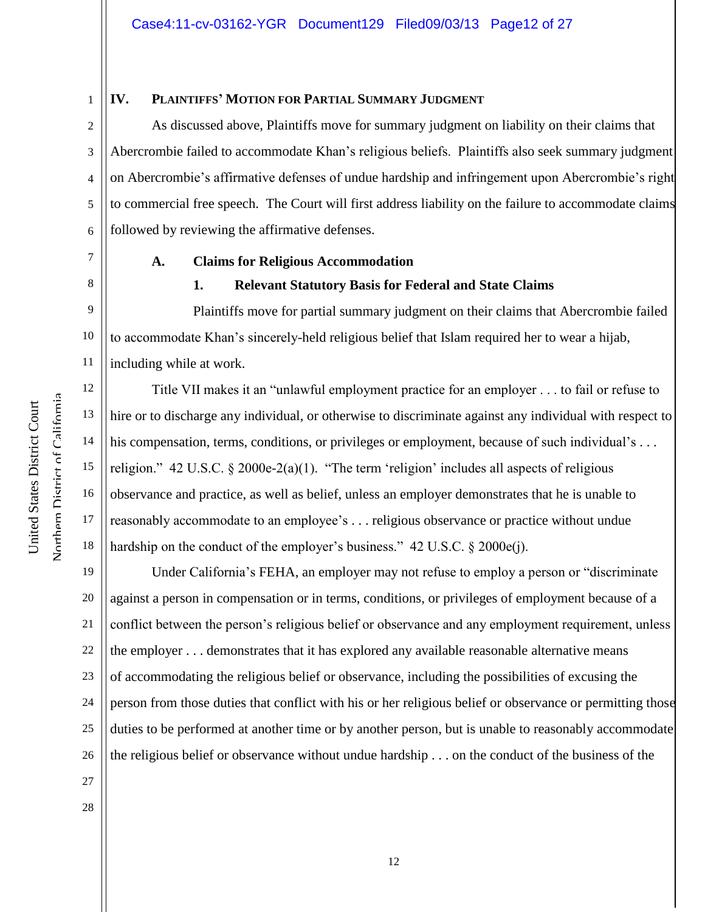## IV. PLAINTIFFS' MOTION FOR PARTIAL SUMMARY JUDGMENT

As discussed above, Plaintiffs move for summary judgment on liability on their claims that Abercrombie failed to accommodate Khan's religious beliefs. Plaintiffs also seek summary judgment on Abercrombie's affirmative defenses of undue hardship and infringement upon Abercrombie's right to commercial free speech. The Court will first address liability on the failure to accommodate claims followed by reviewing the affirmative defenses.

### A. Claims for Religious Accommodation

#### 1. Relevant Statutory Basis for Federal and State Claims

Plaintiffs move for partial summary judgment on their claims that Abercrombie failed to accommodate Khan's sincerely-held religious belief that Islam required her to wear a hijab, including while at work.

Title VII makes it an "unlawful employment practice for an employer . . . to fail or refuse to hire or to discharge any individual, or otherwise to discriminate against any individual with respect to his compensation, terms, conditions, or privileges or employment, because of such individual's . . . religion." 42 U.S.C. § 2000e-2(a)(1). "The term 'religion' includes all aspects of religious observance and practice, as well as belief, unless an employer demonstrates that he is unable to reasonably accommodate to an employee's . . . religious observance or practice without undue hardship on the conduct of the employer's business." 42 U.S.C. § 2000e(j).

Under California's FEHA, an employer may not refuse to employ a person or "discriminate against a person in compensation or in terms, conditions, or privileges of employment because of a conflict between the person's religious belief or observance and any employment requirement, unless the employer . . . demonstrates that it has explored any available reasonable alternative means of accommodating the religious belief or observance, including the possibilities of excusing the person from those duties that conflict with his or her religious belief or observance or permitting those duties to be performed at another time or by another person, but is unable to reasonably accommodate the religious belief or observance without undue hardship . . . on the conduct of the business of the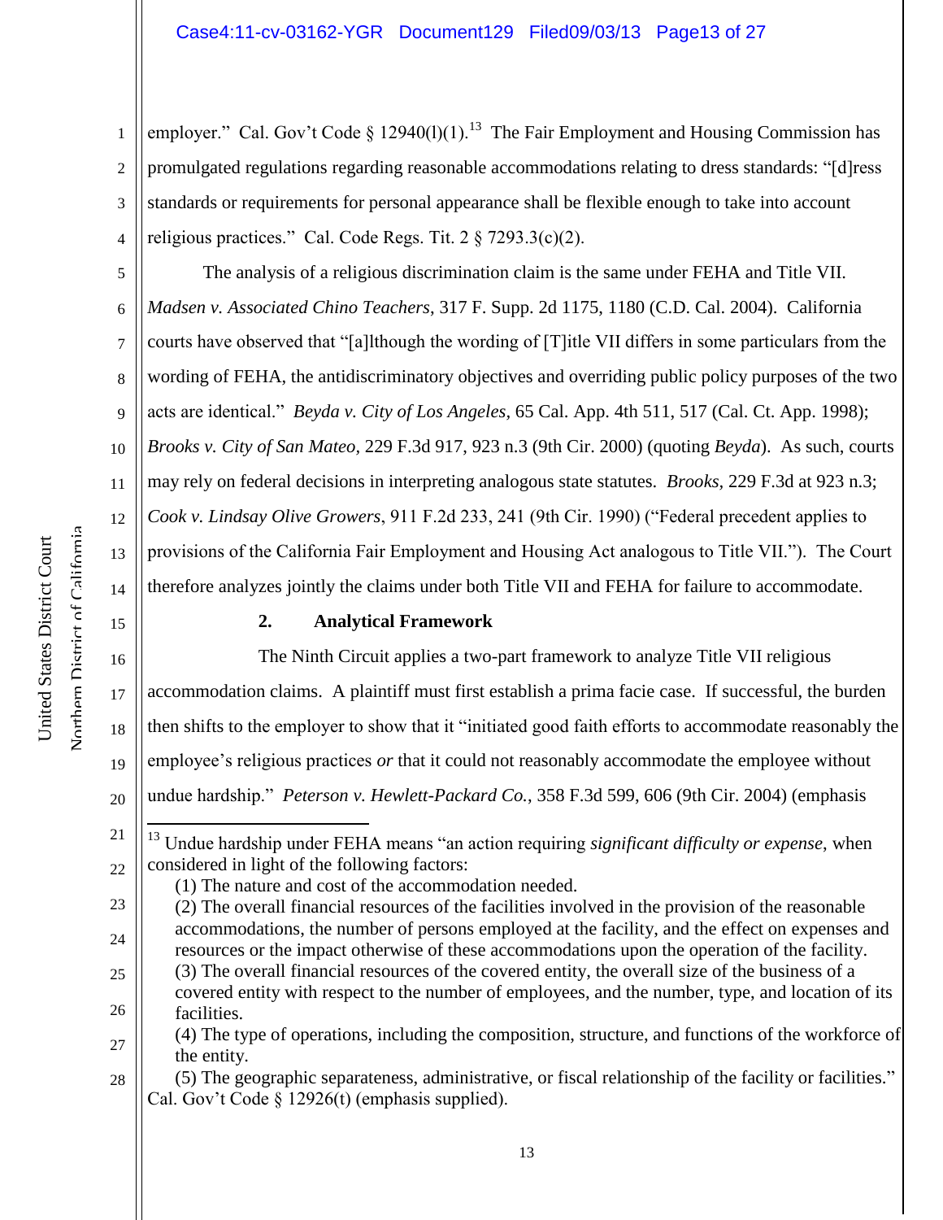employer." Cal. Gov't Code § 12940(l)(1).[13] The Fair Employment and Housing Commission has promulgated regulations regarding reasonable accommodations relating to dress standards: "[d]ress standards or requirements for personal appearance shall be flexible enough to take into account religious practices." Cal. Code Regs. Tit. 2 § 7293.3(c)(2).

The analysis of a religious discrimination claim is the same under FEHA and Title VII. *Madsen v. Associated Chino Teachers*, 317 F. Supp. 2d 1175, 1180 (C.D. Cal. 2004). California courts have observed that "[a]lthough the wording of [T]itle VII differs in some particulars from the wording of FEHA, the antidiscriminatory objectives and overriding public policy purposes of the two acts are identical." *Beyda v. City of Los Angeles*, 65 Cal. App. 4th 511, 517 (Cal. Ct. App. 1998); *Brooks v. City of San Mateo*, 229 F.3d 917, 923 n.3 (9th Cir. 2000) (quoting *Beyda*). As such, courts may rely on federal decisions in interpreting analogous state statutes. *Brooks*, 229 F.3d at 923 n.3; *Cook v. Lindsay Olive Growers*, 911 F.2d 233, 241 (9th Cir. 1990) ("Federal precedent applies to provisions of the California Fair Employment and Housing Act analogous to Title VII."). The Court therefore analyzes jointly the claims under both Title VII and FEHA for failure to accommodate.

### 2. Analytical Framework

The Ninth Circuit applies a two-part framework to analyze Title VII religious accommodation claims. A plaintiff must first establish a prima facie case. If successful, the burden then shifts to the employer to show that it "initiated good faith efforts to accommodate reasonably the employee's religious practices *or* that it could not reasonably accommodate the employee without undue hardship." *Peterson v. Hewlett-Packard Co.*, 358 F.3d 599, 606 (9th Cir. 2004) (emphasis

---

[13] Undue hardship under FEHA means "an action requiring *significant difficulty or expense*, when considered in light of the following factors:

(1) The nature and cost of the accommodation needed.
(2) The overall financial resources of the facilities involved in the provision of the reasonable accommodations, the number of persons employed at the facility, and the effect on expenses and resources or the impact otherwise of these accommodations upon the operation of the facility.
(3) The overall financial resources of the covered entity, the overall size of the business of a covered entity with respect to the number of employees, and the number, type, and location of its facilities.
(4) The type of operations, including the composition, structure, and functions of the workforce of the entity.
(5) The geographic separateness, administrative, or fiscal relationship of the facility or facilities."

Cal. Gov't Code § 12926(t) (emphasis supplied).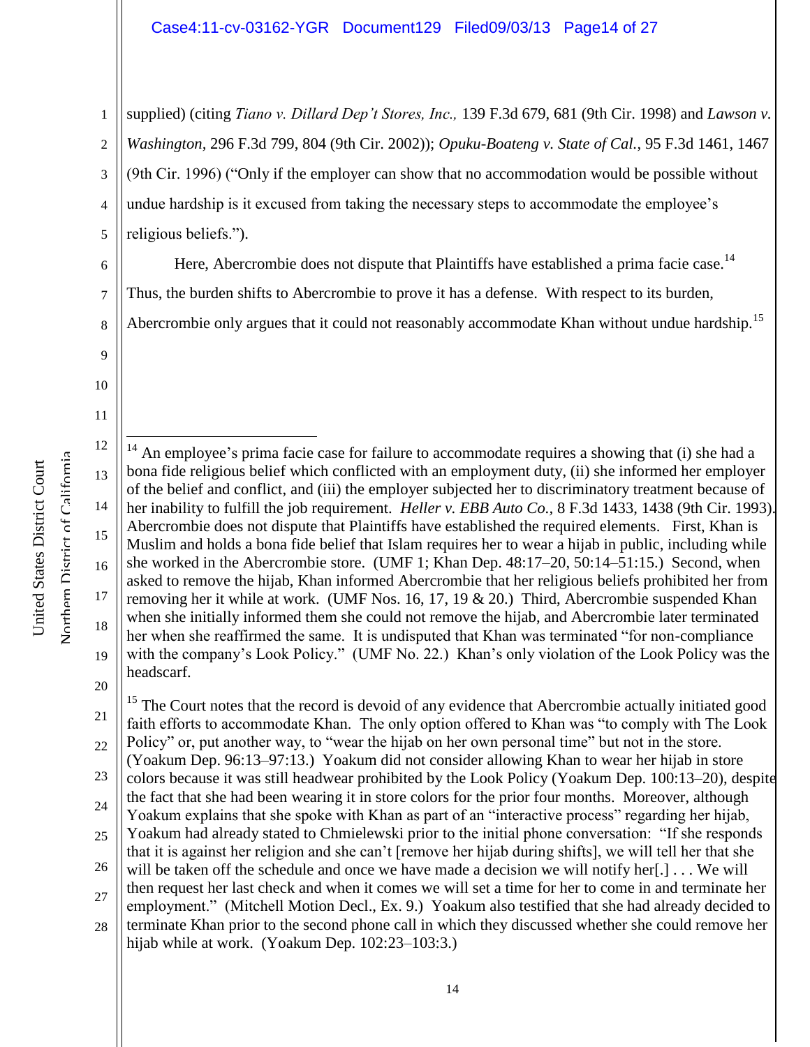supplied) (citing *Tiano v. Dillard Dep't Stores, Inc.,* 139 F.3d 679, 681 (9th Cir. 1998) and *Lawson v. Washington*, 296 F.3d 799, 804 (9th Cir. 2002)); *Opuku-Boateng v. State of Cal.*, 95 F.3d 1461, 1467 (9th Cir. 1996) ("Only if the employer can show that no accommodation would be possible without undue hardship is it excused from taking the necessary steps to accommodate the employee's religious beliefs.").

Here, Abercrombie does not dispute that Plaintiffs have established a prima facie case.[14] Thus, the burden shifts to Abercrombie to prove it has a defense. With respect to its burden, Abercrombie only argues that it could not reasonably accommodate Khan without undue hardship.[15]

---

[14] An employee's prima facie case for failure to accommodate requires a showing that (i) she had a bona fide religious belief which conflicted with an employment duty, (ii) she informed her employer of the belief and conflict, and (iii) the employer subjected her to discriminatory treatment because of her inability to fulfill the job requirement. *Heller v. EBB Auto Co.*, 8 F.3d 1433, 1438 (9th Cir. 1993). Abercrombie does not dispute that Plaintiffs have established the required elements. First, Khan is Muslim and holds a bona fide belief that Islam requires her to wear a hijab in public, including while she worked in the Abercrombie store. (UMF 1; Khan Dep. 48:17–20, 50:14–51:15.) Second, when asked to remove the hijab, Khan informed Abercrombie that her religious beliefs prohibited her from removing her it while at work. (UMF Nos. 16, 17, 19 & 20.) Third, Abercrombie suspended Khan when she initially informed them she could not remove the hijab, and Abercrombie later terminated her when she reaffirmed the same. It is undisputed that Khan was terminated "for non-compliance with the company's Look Policy." (UMF No. 22.) Khan's only violation of the Look Policy was the headscarf.

[15] The Court notes that the record is devoid of any evidence that Abercrombie actually initiated good faith efforts to accommodate Khan. The only option offered to Khan was "to comply with The Look Policy" or, put another way, to "wear the hijab on her own personal time" but not in the store. (Yoakum Dep. 96:13–97:13.) Yoakum did not consider allowing Khan to wear her hijab in store colors because it was still headwear prohibited by the Look Policy (Yoakum Dep. 100:13–20), despite the fact that she had been wearing it in store colors for the prior four months. Moreover, although Yoakum explains that she spoke with Khan as part of an "interactive process" regarding her hijab, Yoakum had already stated to Chmielewski prior to the initial phone conversation: "If she responds that it is against her religion and she can't [remove her hijab during shifts], we will tell her that she will be taken off the schedule and once we have made a decision we will notify her[.] . . . We will then request her last check and when it comes we will set a time for her to come in and terminate her employment." (Mitchell Motion Decl., Ex. 9.) Yoakum also testified that she had already decided to terminate Khan prior to the second phone call in which they discussed whether she could remove her hijab while at work. (Yoakum Dep. 102:23–103:3.)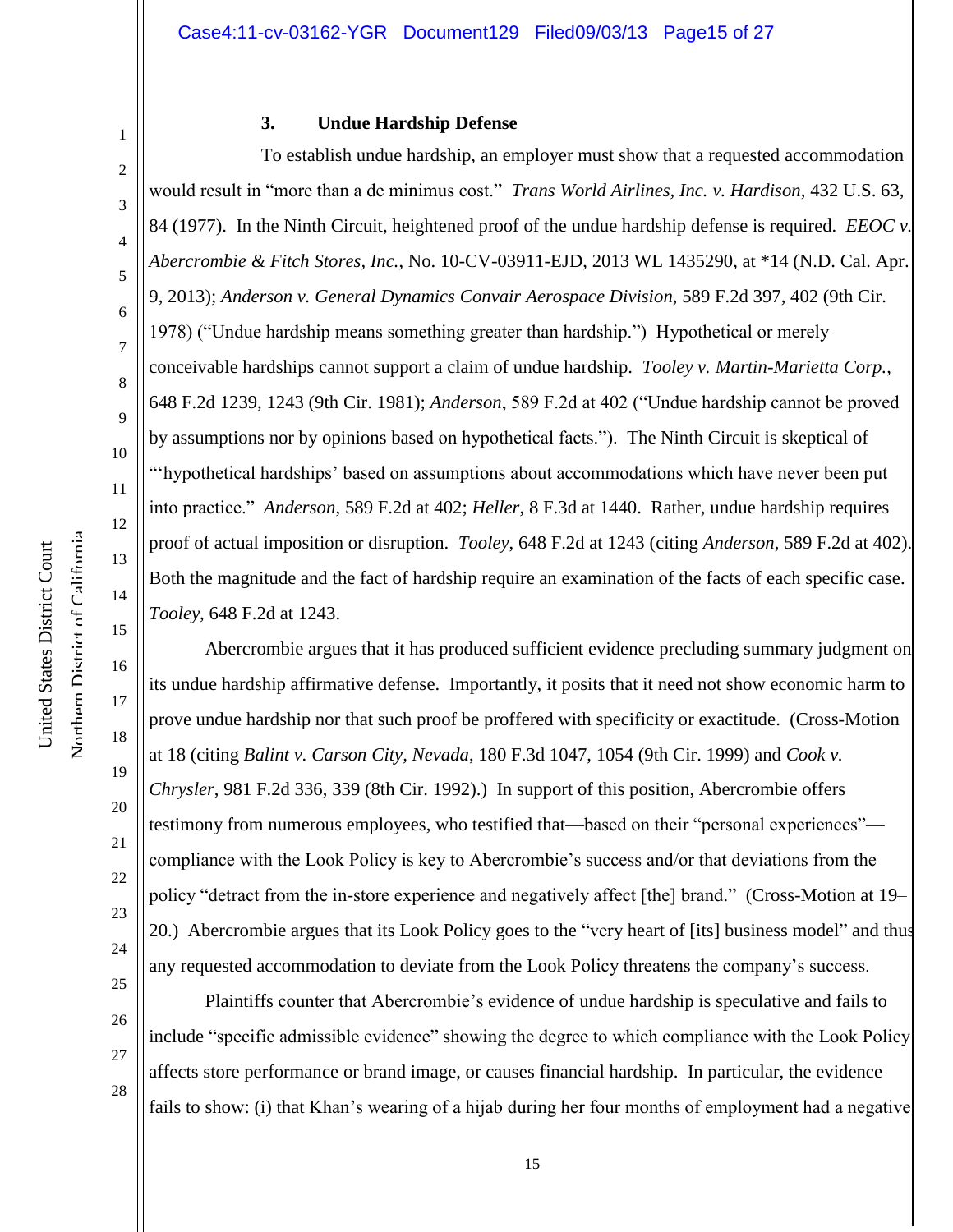### 3. Undue Hardship Defense

To establish undue hardship, an employer must show that a requested accommodation would result in "more than a de minimus cost." *Trans World Airlines, Inc. v. Hardison*, 432 U.S. 63, 84 (1977). In the Ninth Circuit, heightened proof of the undue hardship defense is required. *EEOC v. Abercrombie & Fitch Stores, Inc.*, No. 10-CV-03911-EJD, 2013 WL 1435290, at *14 (N.D. Cal. Apr. 9, 2013); *Anderson v. General Dynamics Convair Aerospace Division*, 589 F.2d 397, 402 (9th Cir. 1978) ("Undue hardship means something greater than hardship.") Hypothetical or merely conceivable hardships cannot support a claim of undue hardship. *Tooley v. Martin-Marietta Corp.*, 648 F.2d 1239, 1243 (9th Cir. 1981); *Anderson*, 589 F.2d at 402 ("Undue hardship cannot be proved by assumptions nor by opinions based on hypothetical facts."). The Ninth Circuit is skeptical of "'hypothetical hardships' based on assumptions about accommodations which have never been put into practice." *Anderson*, 589 F.2d at 402; *Heller*, 8 F.3d at 1440. Rather, undue hardship requires proof of actual imposition or disruption. *Tooley*, 648 F.2d at 1243 (citing *Anderson*, 589 F.2d at 402). Both the magnitude and the fact of hardship require an examination of the facts of each specific case. *Tooley*, 648 F.2d at 1243.

Abercrombie argues that it has produced sufficient evidence precluding summary judgment on its undue hardship affirmative defense. Importantly, it posits that it need not show economic harm to prove undue hardship nor that such proof be proffered with specificity or exactitude. (Cross-Motion at 18 (citing *Balint v. Carson City, Nevada*, 180 F.3d 1047, 1054 (9th Cir. 1999) and *Cook v. Chrysler*, 981 F.2d 336, 339 (8th Cir. 1992).) In support of this position, Abercrombie offers testimony from numerous employees, who testified that—based on their "personal experiences"—compliance with the Look Policy is key to Abercrombie's success and/or that deviations from the policy "detract from the in-store experience and negatively affect [the] brand." (Cross-Motion at 19–20.) Abercrombie argues that its Look Policy goes to the "very heart of [its] business model" and thus any requested accommodation to deviate from the Look Policy threatens the company's success.

Plaintiffs counter that Abercrombie's evidence of undue hardship is speculative and fails to include "specific admissible evidence" showing the degree to which compliance with the Look Policy affects store performance or brand image, or causes financial hardship. In particular, the evidence fails to show: (i) that Khan's wearing of a hijab during her four months of employment had a negative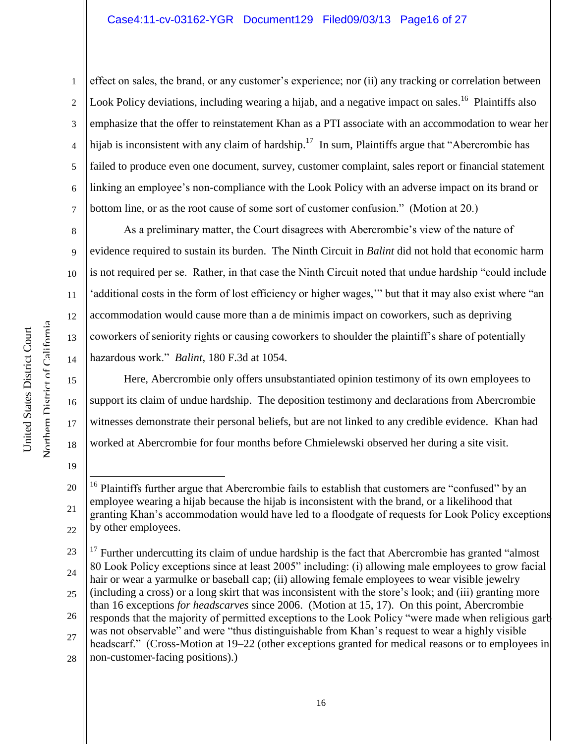effect on sales, the brand, or any customer's experience; nor (ii) any tracking or correlation between Look Policy deviations, including wearing a hijab, and a negative impact on sales.[16] Plaintiffs also emphasize that the offer to reinstatement Khan as a PTI associate with an accommodation to wear her hijab is inconsistent with any claim of hardship.[17] In sum, Plaintiffs argue that "Abercrombie has failed to produce even one document, survey, customer complaint, sales report or financial statement linking an employee's non-compliance with the Look Policy with an adverse impact on its brand or bottom line, or as the root cause of some sort of customer confusion." (Motion at 20.)

As a preliminary matter, the Court disagrees with Abercrombie's view of the nature of evidence required to sustain its burden. The Ninth Circuit in *Balint* did not hold that economic harm is not required per se. Rather, in that case the Ninth Circuit noted that undue hardship "could include 'additional costs in the form of lost efficiency or higher wages,'" but that it may also exist where "an accommodation would cause more than a de minimis impact on coworkers, such as depriving coworkers of seniority rights or causing coworkers to shoulder the plaintiff's share of potentially hazardous work." *Balint*, 180 F.3d at 1054.

Here, Abercrombie only offers unsubstantiated opinion testimony of its own employees to support its claim of undue hardship. The deposition testimony and declarations from Abercrombie witnesses demonstrate their personal beliefs, but are not linked to any credible evidence. Khan had worked at Abercrombie for four months before Chmielewski observed her during a site visit.

---

[16] Plaintiffs further argue that Abercrombie fails to establish that customers are "confused" by an employee wearing a hijab because the hijab is inconsistent with the brand, or a likelihood that granting Khan's accommodation would have led to a floodgate of requests for Look Policy exceptions by other employees.

[17] Further undercutting its claim of undue hardship is the fact that Abercrombie has granted "almost 80 Look Policy exceptions since at least 2005" including: (i) allowing male employees to grow facial hair or wear a yarmulke or baseball cap; (ii) allowing female employees to wear visible jewelry (including a cross) or a long skirt that was inconsistent with the store's look; and (iii) granting more than 16 exceptions *for headscarves* since 2006. (Motion at 15, 17). On this point, Abercrombie responds that the majority of permitted exceptions to the Look Policy "were made when religious garb was not observable" and were "thus distinguishable from Khan's request to wear a highly visible headscarf." (Cross-Motion at 19–22 (other exceptions granted for medical reasons or to employees in non-customer-facing positions).)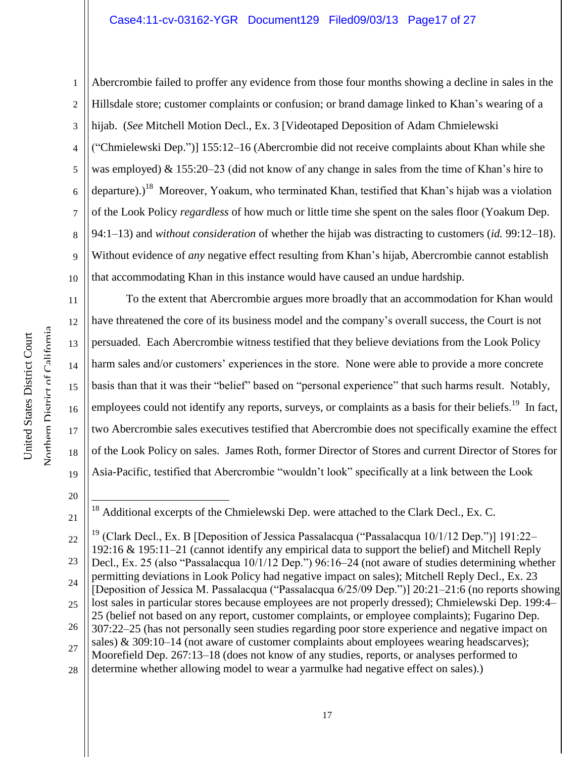Abercrombie failed to proffer any evidence from those four months showing a decline in sales in the Hillsdale store; customer complaints or confusion; or brand damage linked to Khan's wearing of a hijab. (*See* Mitchell Motion Decl., Ex. 3 [Videotaped Deposition of Adam Chmielewski ("Chmielewski Dep.")] 155:12–16 (Abercrombie did not receive complaints about Khan while she was employed) & 155:20–23 (did not know of any change in sales from the time of Khan's hire to departure).)[18] Moreover, Yoakum, who terminated Khan, testified that Khan's hijab was a violation of the Look Policy *regardless* of how much or little time she spent on the sales floor (Yoakum Dep. 94:1–13) and *without consideration* of whether the hijab was distracting to customers (*id.* 99:12–18). Without evidence of *any* negative effect resulting from Khan's hijab, Abercrombie cannot establish that accommodating Khan in this instance would have caused an undue hardship.

To the extent that Abercrombie argues more broadly that an accommodation for Khan would have threatened the core of its business model and the company's overall success, the Court is not persuaded. Each Abercrombie witness testified that they believe deviations from the Look Policy harm sales and/or customers' experiences in the store. None were able to provide a more concrete basis than that it was their "belief" based on "personal experience" that such harms result. Notably, employees could not identify any reports, surveys, or complaints as a basis for their beliefs.[19] In fact, two Abercrombie sales executives testified that Abercrombie does not specifically examine the effect of the Look Policy on sales. James Roth, former Director of Stores and current Director of Stores for Asia-Pacific, testified that Abercrombie "wouldn't look" specifically at a link between the Look

---

[18] Additional excerpts of the Chmielewski Dep. were attached to the Clark Decl., Ex. C.

[19] (Clark Decl., Ex. B [Deposition of Jessica Passalacqua ("Passalacqua 10/1/12 Dep.")] 191:22–192:16 & 195:11–21 (cannot identify any empirical data to support the belief) and Mitchell Reply Decl., Ex. 25 (also "Passalacqua 10/1/12 Dep.") 96:16–24 (not aware of studies determining whether permitting deviations in Look Policy had negative impact on sales); Mitchell Reply Decl., Ex. 23 [Deposition of Jessica M. Passalacqua ("Passalacqua 6/25/09 Dep.")] 20:21–21:6 (no reports showing lost sales in particular stores because employees are not properly dressed); Chmielewski Dep. 199:4–25 (belief not based on any report, customer complaints, or employee complaints); Fugarino Dep. 307:22–25 (has not personally seen studies regarding poor store experience and negative impact on sales) & 309:10–14 (not aware of customer complaints about employees wearing headscarves); Moorefield Dep. 267:13–18 (does not know of any studies, reports, or analyses performed to determine whether allowing model to wear a yarmulke had negative effect on sales).)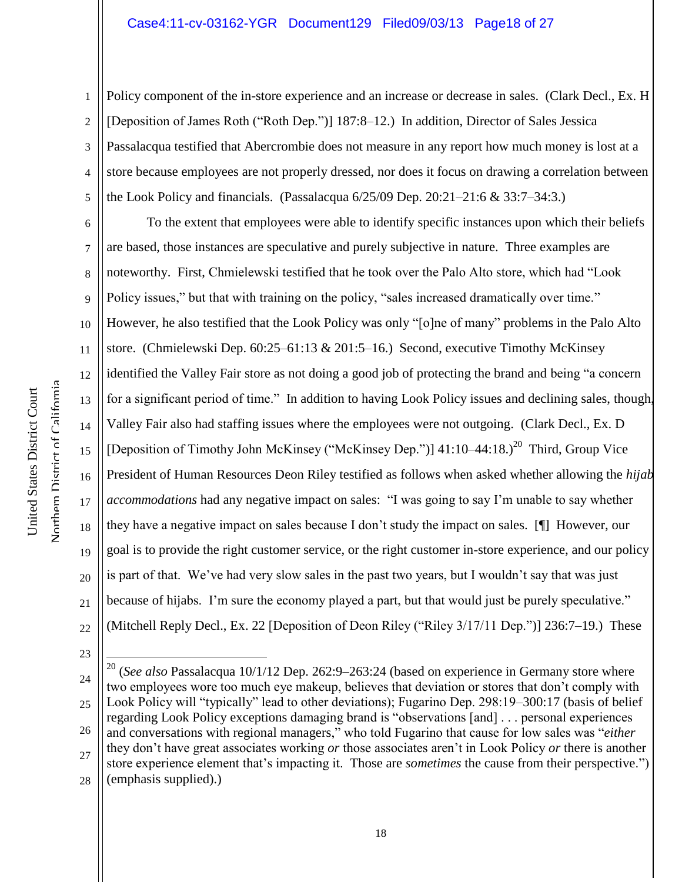Policy component of the in-store experience and an increase or decrease in sales. (Clark Decl., Ex. H [Deposition of James Roth ("Roth Dep.")] 187:8–12.) In addition, Director of Sales Jessica Passalacqua testified that Abercrombie does not measure in any report how much money is lost at a store because employees are not properly dressed, nor does it focus on drawing a correlation between the Look Policy and financials. (Passalacqua 6/25/09 Dep. 20:21–21:6 & 33:7–34:3.)

To the extent that employees were able to identify specific instances upon which their beliefs are based, those instances are speculative and purely subjective in nature. Three examples are noteworthy. First, Chmielewski testified that he took over the Palo Alto store, which had "Look Policy issues," but that with training on the policy, "sales increased dramatically over time." However, he also testified that the Look Policy was only "[o]ne of many" problems in the Palo Alto store. (Chmielewski Dep. 60:25–61:13 & 201:5–16.) Second, executive Timothy McKinsey identified the Valley Fair store as not doing a good job of protecting the brand and being "a concern for a significant period of time." In addition to having Look Policy issues and declining sales, though, Valley Fair also had staffing issues where the employees were not outgoing. (Clark Decl., Ex. D [Deposition of Timothy John McKinsey ("McKinsey Dep.")] 41:10–44:18.)[20] Third, Group Vice President of Human Resources Deon Riley testified as follows when asked whether allowing the *hijab accommodations* had any negative impact on sales: "I was going to say I'm unable to say whether they have a negative impact on sales because I don't study the impact on sales. [¶] However, our goal is to provide the right customer service, or the right customer in-store experience, and our policy is part of that. We've had very slow sales in the past two years, but I wouldn't say that was just because of hijabs. I'm sure the economy played a part, but that would just be purely speculative." (Mitchell Reply Decl., Ex. 22 [Deposition of Deon Riley ("Riley 3/17/11 Dep.")] 236:7–19.) These

---

[20] (*See also* Passalacqua 10/1/12 Dep. 262:9–263:24 (based on experience in Germany store where two employees wore too much eye makeup, believes that deviation or stores that don't comply with Look Policy will "typically" lead to other deviations); Fugarino Dep. 298:19–300:17 (basis of belief regarding Look Policy exceptions damaging brand is "observations [and] . . . personal experiences and conversations with regional managers," who told Fugarino that cause for low sales was "*either* they don't have great associates working *or* those associates aren't in Look Policy *or* there is another store experience element that's impacting it. Those are *sometimes* the cause from their perspective.") (emphasis supplied).)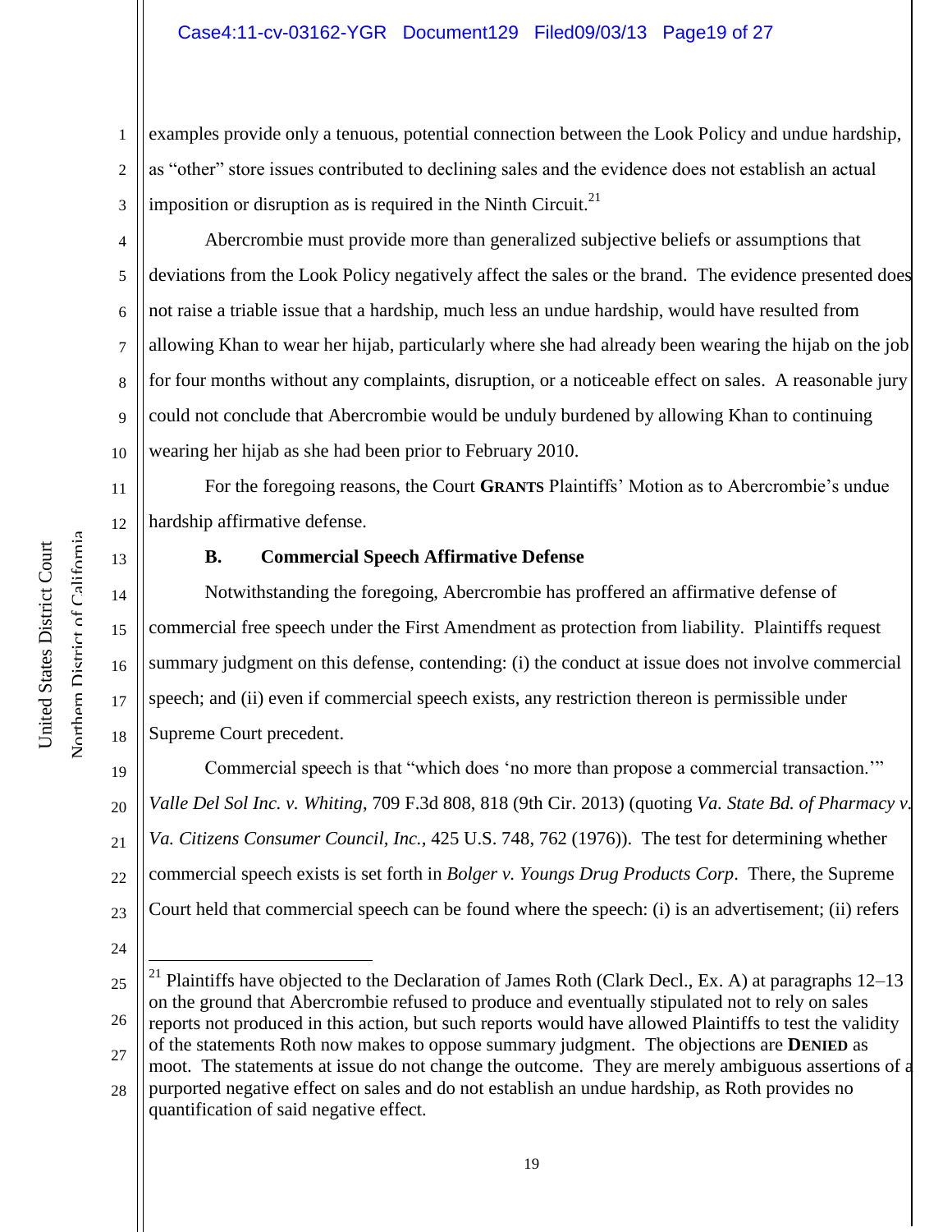examples provide only a tenuous, potential connection between the Look Policy and undue hardship, as "other" store issues contributed to declining sales and the evidence does not establish an actual imposition or disruption as is required in the Ninth Circuit.[21]

Abercrombie must provide more than generalized subjective beliefs or assumptions that deviations from the Look Policy negatively affect the sales or the brand. The evidence presented does not raise a triable issue that a hardship, much less an undue hardship, would have resulted from allowing Khan to wear her hijab, particularly where she had already been wearing the hijab on the job for four months without any complaints, disruption, or a noticeable effect on sales. A reasonable jury could not conclude that Abercrombie would be unduly burdened by allowing Khan to continuing wearing her hijab as she had been prior to February 2010.

For the foregoing reasons, the Court **GRANTS** Plaintiffs' Motion as to Abercrombie's undue hardship affirmative defense.

### B. Commercial Speech Affirmative Defense

Notwithstanding the foregoing, Abercrombie has proffered an affirmative defense of commercial free speech under the First Amendment as protection from liability. Plaintiffs request summary judgment on this defense, contending: (i) the conduct at issue does not involve commercial speech; and (ii) even if commercial speech exists, any restriction thereon is permissible under Supreme Court precedent.

Commercial speech is that "which does 'no more than propose a commercial transaction.'" *Valle Del Sol Inc. v. Whiting*, 709 F.3d 808, 818 (9th Cir. 2013) (quoting *Va. State Bd. of Pharmacy v. Va. Citizens Consumer Council, Inc.*, 425 U.S. 748, 762 (1976)). The test for determining whether commercial speech exists is set forth in *Bolger v. Youngs Drug Products Corp*. There, the Supreme Court held that commercial speech can be found where the speech: (i) is an advertisement; (ii) refers

---

[21] Plaintiffs have objected to the Declaration of James Roth (Clark Decl., Ex. A) at paragraphs 12–13 on the ground that Abercrombie refused to produce and eventually stipulated not to rely on sales reports not produced in this action, but such reports would have allowed Plaintiffs to test the validity of the statements Roth now makes to oppose summary judgment. The objections are **DENIED** as moot. The statements at issue do not change the outcome. They are merely ambiguous assertions of a purported negative effect on sales and do not establish an undue hardship, as Roth provides no quantification of said negative effect.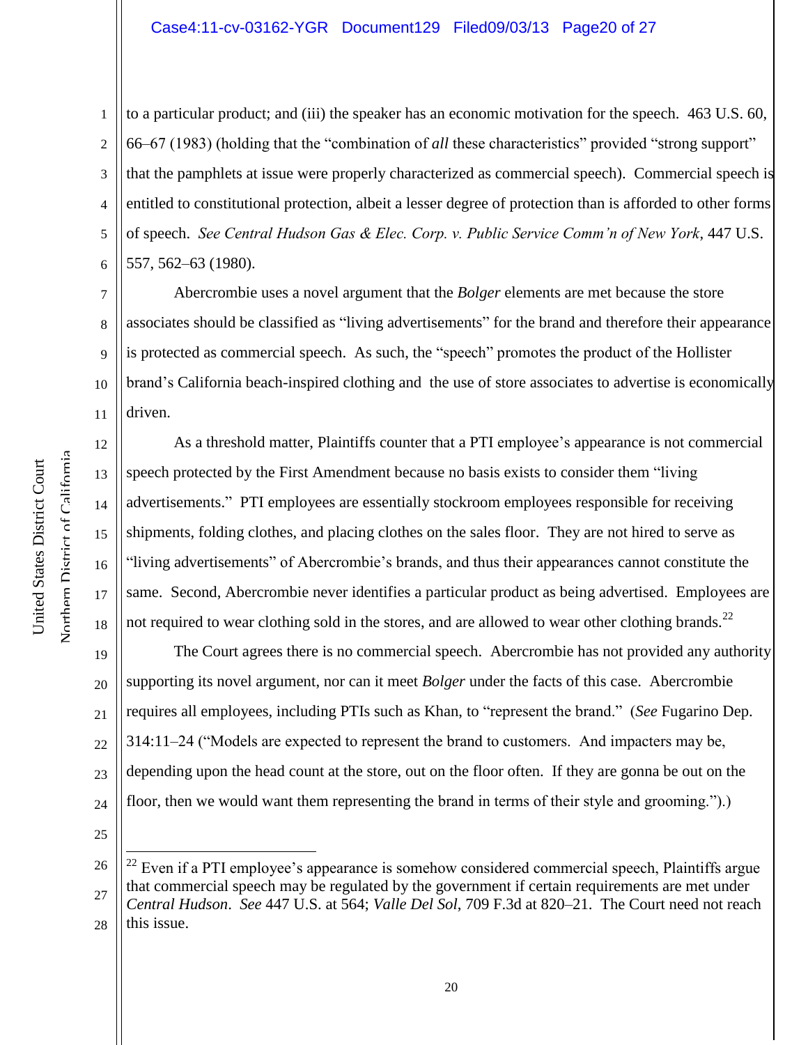to a particular product; and (iii) the speaker has an economic motivation for the speech. 463 U.S. 60, 66–67 (1983) (holding that the "combination of *all* these characteristics" provided "strong support" that the pamphlets at issue were properly characterized as commercial speech). Commercial speech is entitled to constitutional protection, albeit a lesser degree of protection than is afforded to other forms of speech. *See Central Hudson Gas & Elec. Corp. v. Public Service Comm'n of New York*, 447 U.S. 557, 562–63 (1980).

Abercrombie uses a novel argument that the *Bolger* elements are met because the store associates should be classified as "living advertisements" for the brand and therefore their appearance is protected as commercial speech. As such, the "speech" promotes the product of the Hollister brand's California beach-inspired clothing and the use of store associates to advertise is economically driven.

As a threshold matter, Plaintiffs counter that a PTI employee's appearance is not commercial speech protected by the First Amendment because no basis exists to consider them "living advertisements." PTI employees are essentially stockroom employees responsible for receiving shipments, folding clothes, and placing clothes on the sales floor. They are not hired to serve as "living advertisements" of Abercrombie's brands, and thus their appearances cannot constitute the same. Second, Abercrombie never identifies a particular product as being advertised. Employees are not required to wear clothing sold in the stores, and are allowed to wear other clothing brands.[22]

The Court agrees there is no commercial speech. Abercrombie has not provided any authority supporting its novel argument, nor can it meet *Bolger* under the facts of this case. Abercrombie requires all employees, including PTIs such as Khan, to "represent the brand." (*See* Fugarino Dep. 314:11–24 ("Models are expected to represent the brand to customers. And impacters may be, depending upon the head count at the store, out on the floor often. If they are gonna be out on the floor, then we would want them representing the brand in terms of their style and grooming.").)

---

[22] Even if a PTI employee's appearance is somehow considered commercial speech, Plaintiffs argue that commercial speech may be regulated by the government if certain requirements are met under *Central Hudson*. *See* 447 U.S. at 564; *Valle Del Sol*, 709 F.3d at 820–21. The Court need not reach this issue.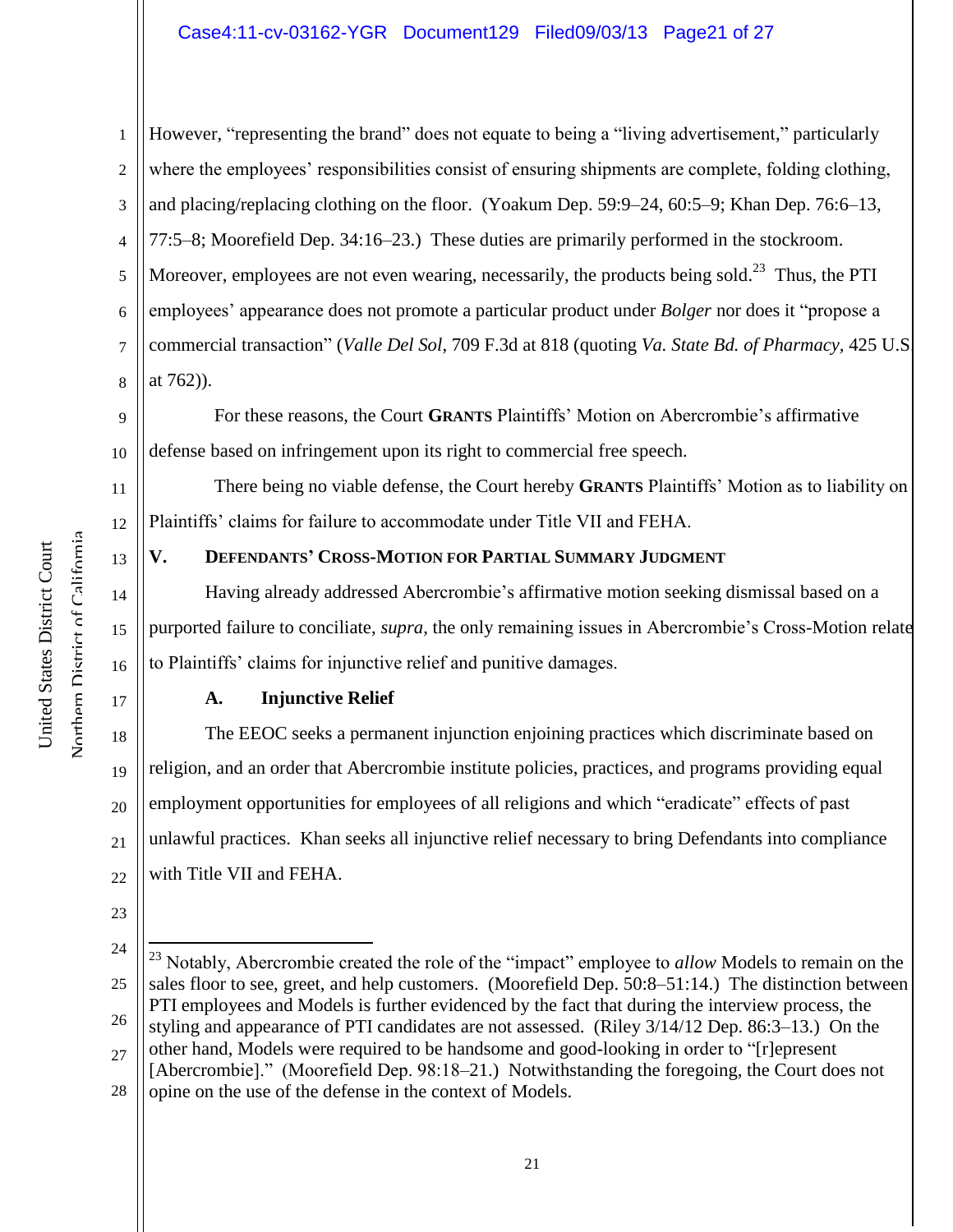However, "representing the brand" does not equate to being a "living advertisement," particularly where the employees' responsibilities consist of ensuring shipments are complete, folding clothing, and placing/replacing clothing on the floor. (Yoakum Dep. 59:9–24, 60:5–9; Khan Dep. 76:6–13, 77:5–8; Moorefield Dep. 34:16–23.) These duties are primarily performed in the stockroom. Moreover, employees are not even wearing, necessarily, the products being sold.[23] Thus, the PTI employees' appearance does not promote a particular product under *Bolger* nor does it "propose a commercial transaction" (*Valle Del Sol*, 709 F.3d at 818 (quoting *Va. State Bd. of Pharmacy*, 425 U.S. at 762)).

For these reasons, the Court **GRANTS** Plaintiffs' Motion on Abercrombie's affirmative defense based on infringement upon its right to commercial free speech.

There being no viable defense, the Court hereby **GRANTS** Plaintiffs' Motion as to liability on Plaintiffs' claims for failure to accommodate under Title VII and FEHA.

## V. DEFENDANTS' CROSS-MOTION FOR PARTIAL SUMMARY JUDGMENT

Having already addressed Abercrombie's affirmative motion seeking dismissal based on a purported failure to conciliate, *supra*, the only remaining issues in Abercrombie's Cross-Motion relate to Plaintiffs' claims for injunctive relief and punitive damages.

### A. Injunctive Relief

The EEOC seeks a permanent injunction enjoining practices which discriminate based on religion, and an order that Abercrombie institute policies, practices, and programs providing equal employment opportunities for employees of all religions and which "eradicate" effects of past unlawful practices. Khan seeks all injunctive relief necessary to bring Defendants into compliance with Title VII and FEHA.

---

[23] Notably, Abercrombie created the role of the "impact" employee to *allow* Models to remain on the sales floor to see, greet, and help customers. (Moorefield Dep. 50:8–51:14.) The distinction between PTI employees and Models is further evidenced by the fact that during the interview process, the styling and appearance of PTI candidates are not assessed. (Riley 3/14/12 Dep. 86:3–13.) On the other hand, Models were required to be handsome and good-looking in order to "[r]epresent [Abercrombie]." (Moorefield Dep. 98:18–21.) Notwithstanding the foregoing, the Court does not opine on the use of the defense in the context of Models.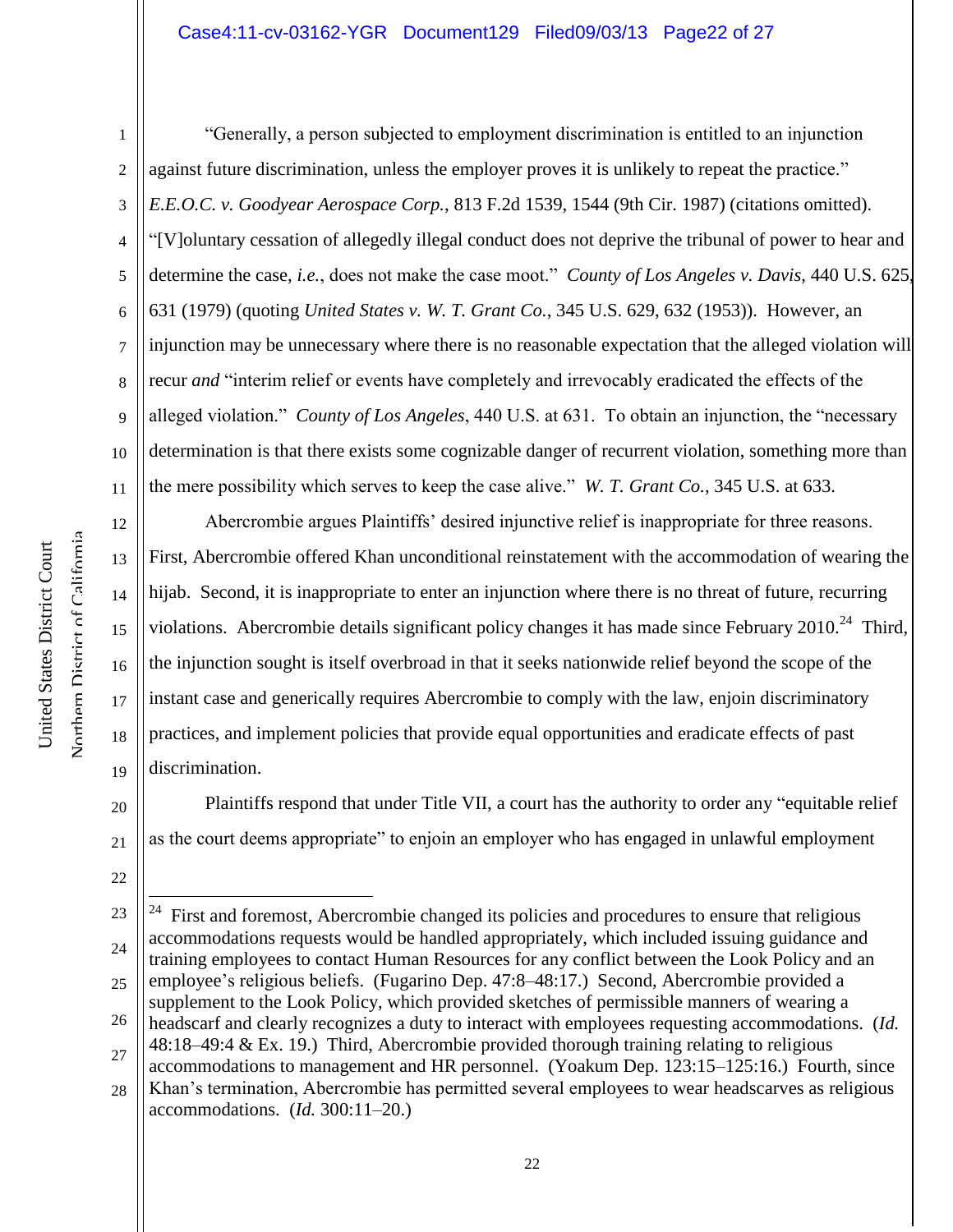"Generally, a person subjected to employment discrimination is entitled to an injunction against future discrimination, unless the employer proves it is unlikely to repeat the practice." *E.E.O.C. v. Goodyear Aerospace Corp.*, 813 F.2d 1539, 1544 (9th Cir. 1987) (citations omitted). "[V]oluntary cessation of allegedly illegal conduct does not deprive the tribunal of power to hear and determine the case, *i.e.*, does not make the case moot." *County of Los Angeles v. Davis*, 440 U.S. 625, 631 (1979) (quoting *United States v. W. T. Grant Co.*, 345 U.S. 629, 632 (1953)). However, an injunction may be unnecessary where there is no reasonable expectation that the alleged violation will recur *and* "interim relief or events have completely and irrevocably eradicated the effects of the alleged violation." *County of Los Angeles*, 440 U.S. at 631. To obtain an injunction, the "necessary determination is that there exists some cognizable danger of recurrent violation, something more than the mere possibility which serves to keep the case alive." *W. T. Grant Co.*, 345 U.S. at 633.

Abercrombie argues Plaintiffs' desired injunctive relief is inappropriate for three reasons. First, Abercrombie offered Khan unconditional reinstatement with the accommodation of wearing the hijab. Second, it is inappropriate to enter an injunction where there is no threat of future, recurring violations. Abercrombie details significant policy changes it has made since February 2010.[24] Third, the injunction sought is itself overbroad in that it seeks nationwide relief beyond the scope of the instant case and generically requires Abercrombie to comply with the law, enjoin discriminatory practices, and implement policies that provide equal opportunities and eradicate effects of past discrimination.

Plaintiffs respond that under Title VII, a court has the authority to order any "equitable relief as the court deems appropriate" to enjoin an employer who has engaged in unlawful employment

---

[24] First and foremost, Abercrombie changed its policies and procedures to ensure that religious accommodations requests would be handled appropriately, which included issuing guidance and training employees to contact Human Resources for any conflict between the Look Policy and an employee's religious beliefs. (Fugarino Dep. 47:8–48:17.) Second, Abercrombie provided a supplement to the Look Policy, which provided sketches of permissible manners of wearing a headscarf and clearly recognizes a duty to interact with employees requesting accommodations. (*Id.* 48:18–49:4 & Ex. 19.) Third, Abercrombie provided thorough training relating to religious accommodations to management and HR personnel. (Yoakum Dep. 123:15–125:16.) Fourth, since Khan's termination, Abercrombie has permitted several employees to wear headscarves as religious accommodations. (*Id.* 300:11–20.)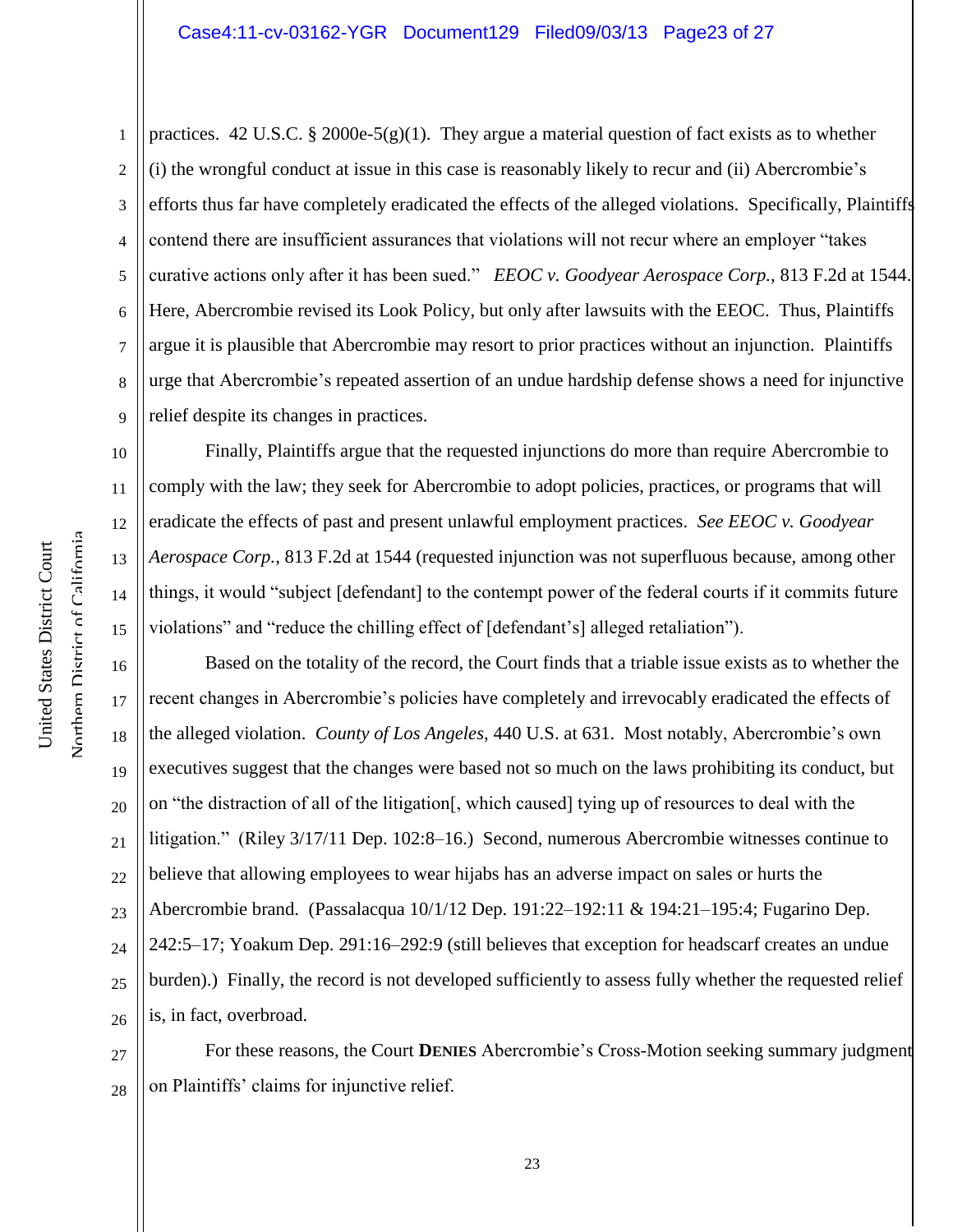practices. 42 U.S.C. § 2000e-5(g)(1). They argue a material question of fact exists as to whether (i) the wrongful conduct at issue in this case is reasonably likely to recur and (ii) Abercrombie's efforts thus far have completely eradicated the effects of the alleged violations. Specifically, Plaintiffs contend there are insufficient assurances that violations will not recur where an employer "takes curative actions only after it has been sued." *EEOC v. Goodyear Aerospace Corp.*, 813 F.2d at 1544. Here, Abercrombie revised its Look Policy, but only after lawsuits with the EEOC. Thus, Plaintiffs argue it is plausible that Abercrombie may resort to prior practices without an injunction. Plaintiffs urge that Abercrombie's repeated assertion of an undue hardship defense shows a need for injunctive relief despite its changes in practices.

Finally, Plaintiffs argue that the requested injunctions do more than require Abercrombie to comply with the law; they seek for Abercrombie to adopt policies, practices, or programs that will eradicate the effects of past and present unlawful employment practices. *See EEOC v. Goodyear Aerospace Corp.*, 813 F.2d at 1544 (requested injunction was not superfluous because, among other things, it would "subject [defendant] to the contempt power of the federal courts if it commits future violations" and "reduce the chilling effect of [defendant's] alleged retaliation").

Based on the totality of the record, the Court finds that a triable issue exists as to whether the recent changes in Abercrombie's policies have completely and irrevocably eradicated the effects of the alleged violation. *County of Los Angeles*, 440 U.S. at 631. Most notably, Abercrombie's own executives suggest that the changes were based not so much on the laws prohibiting its conduct, but on "the distraction of all of the litigation[, which caused] tying up of resources to deal with the litigation." (Riley 3/17/11 Dep. 102:8–16.) Second, numerous Abercrombie witnesses continue to believe that allowing employees to wear hijabs has an adverse impact on sales or hurts the Abercrombie brand. (Passalacqua 10/1/12 Dep. 191:22–192:11 & 194:21–195:4; Fugarino Dep. 242:5–17; Yoakum Dep. 291:16–292:9 (still believes that exception for headscarf creates an undue burden).) Finally, the record is not developed sufficiently to assess fully whether the requested relief is, in fact, overbroad.

For these reasons, the Court **DENIES** Abercrombie's Cross-Motion seeking summary judgment on Plaintiffs' claims for injunctive relief.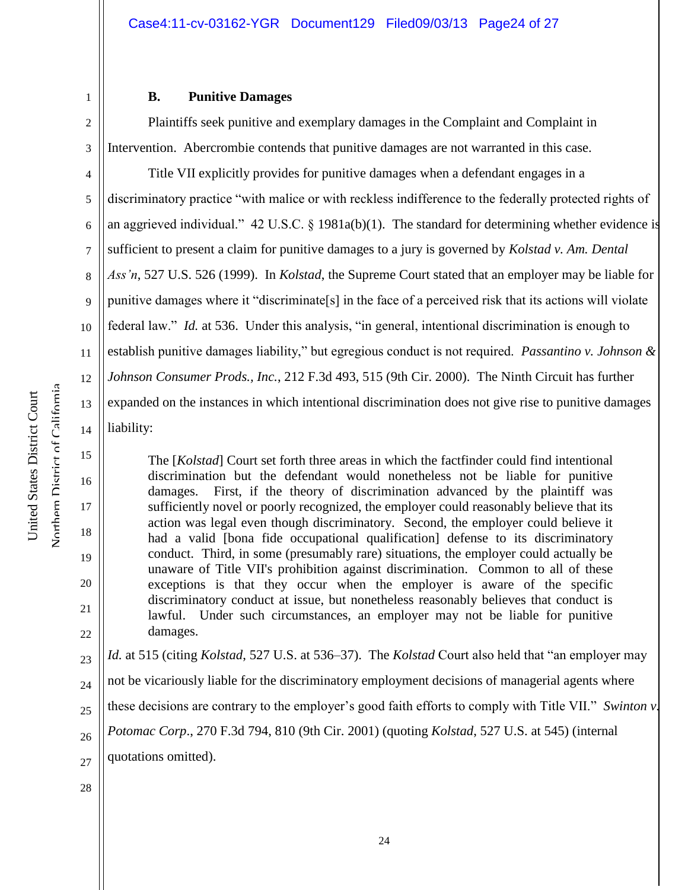### B. Punitive Damages

Plaintiffs seek punitive and exemplary damages in the Complaint and Complaint in Intervention. Abercrombie contends that punitive damages are not warranted in this case.

Title VII explicitly provides for punitive damages when a defendant engages in a discriminatory practice "with malice or with reckless indifference to the federally protected rights of an aggrieved individual." 42 U.S.C. § 1981a(b)(1). The standard for determining whether evidence is sufficient to present a claim for punitive damages to a jury is governed by *Kolstad v. Am. Dental Ass'n*, 527 U.S. 526 (1999). In *Kolstad*, the Supreme Court stated that an employer may be liable for punitive damages where it "discriminate[s] in the face of a perceived risk that its actions will violate federal law." *Id.* at 536. Under this analysis, "in general, intentional discrimination is enough to establish punitive damages liability," but egregious conduct is not required. *Passantino v. Johnson & Johnson Consumer Prods., Inc.*, 212 F.3d 493, 515 (9th Cir. 2000). The Ninth Circuit has further expanded on the instances in which intentional discrimination does not give rise to punitive damages liability:

> The [*Kolstad*] Court set forth three areas in which the factfinder could find intentional discrimination but the defendant would nonetheless not be liable for punitive damages. First, if the theory of discrimination advanced by the plaintiff was sufficiently novel or poorly recognized, the employer could reasonably believe that its action was legal even though discriminatory. Second, the employer could believe it had a valid [bona fide occupational qualification] defense to its discriminatory conduct. Third, in some (presumably rare) situations, the employer could actually be unaware of Title VII's prohibition against discrimination. Common to all of these exceptions is that they occur when the employer is aware of the specific discriminatory conduct at issue, but nonetheless reasonably believes that conduct is lawful. Under such circumstances, an employer may not be liable for punitive damages.

*Id.* at 515 (citing *Kolstad*, 527 U.S. at 536–37). The *Kolstad* Court also held that "an employer may not be vicariously liable for the discriminatory employment decisions of managerial agents where these decisions are contrary to the employer's good faith efforts to comply with Title VII." *Swinton v. Potomac Corp*., 270 F.3d 794, 810 (9th Cir. 2001) (quoting *Kolstad*, 527 U.S. at 545) (internal quotations omitted).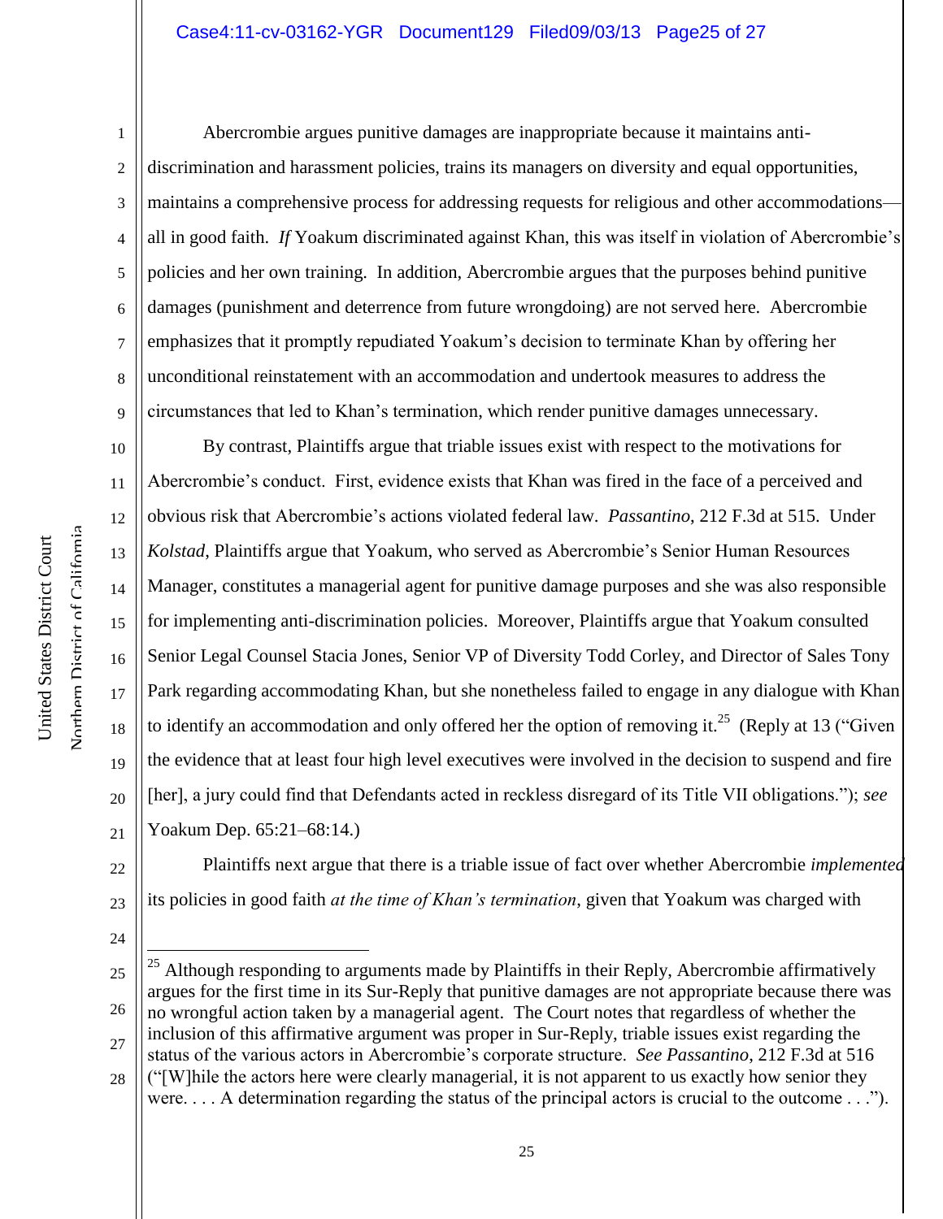Abercrombie argues punitive damages are inappropriate because it maintains anti-discrimination and harassment policies, trains its managers on diversity and equal opportunities, maintains a comprehensive process for addressing requests for religious and other accommodations—all in good faith. *If* Yoakum discriminated against Khan, this was itself in violation of Abercrombie's policies and her own training. In addition, Abercrombie argues that the purposes behind punitive damages (punishment and deterrence from future wrongdoing) are not served here. Abercrombie emphasizes that it promptly repudiated Yoakum's decision to terminate Khan by offering her unconditional reinstatement with an accommodation and undertook measures to address the circumstances that led to Khan's termination, which render punitive damages unnecessary.

By contrast, Plaintiffs argue that triable issues exist with respect to the motivations for Abercrombie's conduct. First, evidence exists that Khan was fired in the face of a perceived and obvious risk that Abercrombie's actions violated federal law. *Passantino*, 212 F.3d at 515. Under *Kolstad*, Plaintiffs argue that Yoakum, who served as Abercrombie's Senior Human Resources Manager, constitutes a managerial agent for punitive damage purposes and she was also responsible for implementing anti-discrimination policies. Moreover, Plaintiffs argue that Yoakum consulted Senior Legal Counsel Stacia Jones, Senior VP of Diversity Todd Corley, and Director of Sales Tony Park regarding accommodating Khan, but she nonetheless failed to engage in any dialogue with Khan to identify an accommodation and only offered her the option of removing it.[25] (Reply at 13 ("Given the evidence that at least four high level executives were involved in the decision to suspend and fire [her], a jury could find that Defendants acted in reckless disregard of its Title VII obligations."); *see* Yoakum Dep. 65:21–68:14.)

Plaintiffs next argue that there is a triable issue of fact over whether Abercrombie *implemented* its policies in good faith *at the time of Khan's termination*, given that Yoakum was charged with

---

[25] Although responding to arguments made by Plaintiffs in their Reply, Abercrombie affirmatively argues for the first time in its Sur-Reply that punitive damages are not appropriate because there was no wrongful action taken by a managerial agent. The Court notes that regardless of whether the inclusion of this affirmative argument was proper in Sur-Reply, triable issues exist regarding the status of the various actors in Abercrombie's corporate structure. *See Passantino*, 212 F.3d at 516 ("[W]hile the actors here were clearly managerial, it is not apparent to us exactly how senior they were. . . . A determination regarding the status of the principal actors is crucial to the outcome . . .").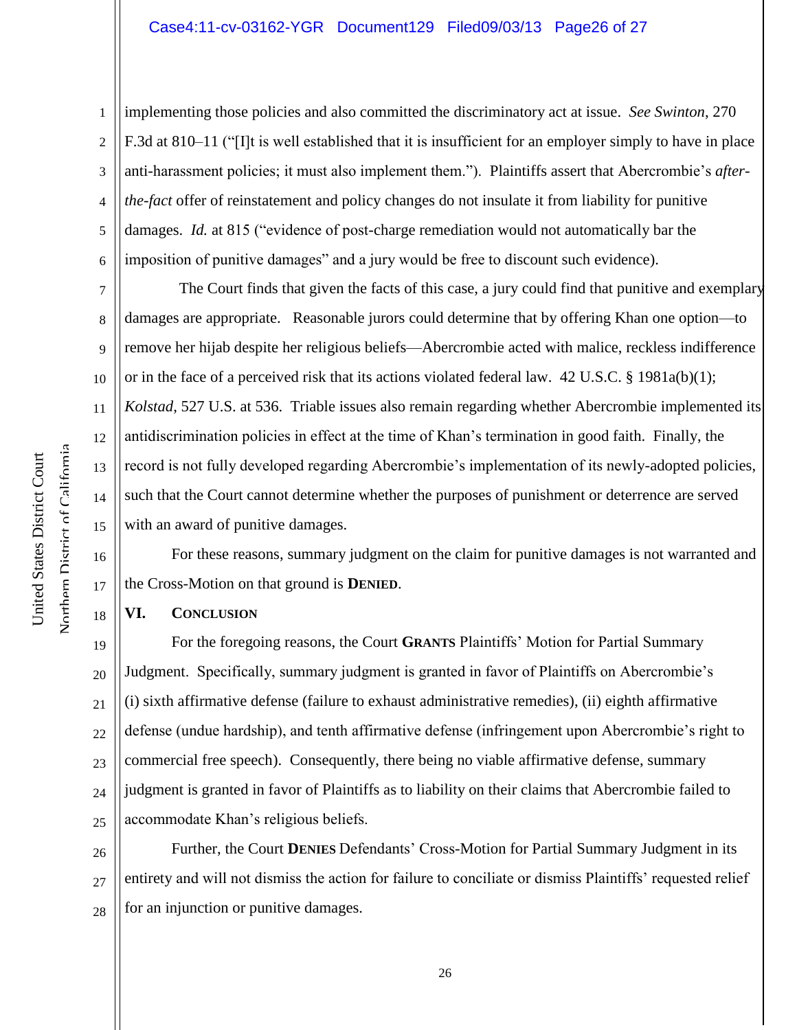implementing those policies and also committed the discriminatory act at issue. *See Swinton*, 270 F.3d at 810–11 ("[I]t is well established that it is insufficient for an employer simply to have in place anti-harassment policies; it must also implement them."). Plaintiffs assert that Abercrombie's *after-the-fact* offer of reinstatement and policy changes do not insulate it from liability for punitive damages. *Id.* at 815 ("evidence of post-charge remediation would not automatically bar the imposition of punitive damages" and a jury would be free to discount such evidence).

The Court finds that given the facts of this case, a jury could find that punitive and exemplary damages are appropriate. Reasonable jurors could determine that by offering Khan one option—to remove her hijab despite her religious beliefs—Abercrombie acted with malice, reckless indifference or in the face of a perceived risk that its actions violated federal law. 42 U.S.C. § 1981a(b)(1); *Kolstad*, 527 U.S. at 536. Triable issues also remain regarding whether Abercrombie implemented its antidiscrimination policies in effect at the time of Khan's termination in good faith. Finally, the record is not fully developed regarding Abercrombie's implementation of its newly-adopted policies, such that the Court cannot determine whether the purposes of punishment or deterrence are served with an award of punitive damages.

For these reasons, summary judgment on the claim for punitive damages is not warranted and the Cross-Motion on that ground is **DENIED**.

## VI. CONCLUSION

For the foregoing reasons, the Court **GRANTS** Plaintiffs' Motion for Partial Summary Judgment. Specifically, summary judgment is granted in favor of Plaintiffs on Abercrombie's (i) sixth affirmative defense (failure to exhaust administrative remedies), (ii) eighth affirmative defense (undue hardship), and tenth affirmative defense (infringement upon Abercrombie's right to commercial free speech). Consequently, there being no viable affirmative defense, summary judgment is granted in favor of Plaintiffs as to liability on their claims that Abercrombie failed to accommodate Khan's religious beliefs.

Further, the Court **DENIES** Defendants' Cross-Motion for Partial Summary Judgment in its entirety and will not dismiss the action for failure to conciliate or dismiss Plaintiffs' requested relief for an injunction or punitive damages.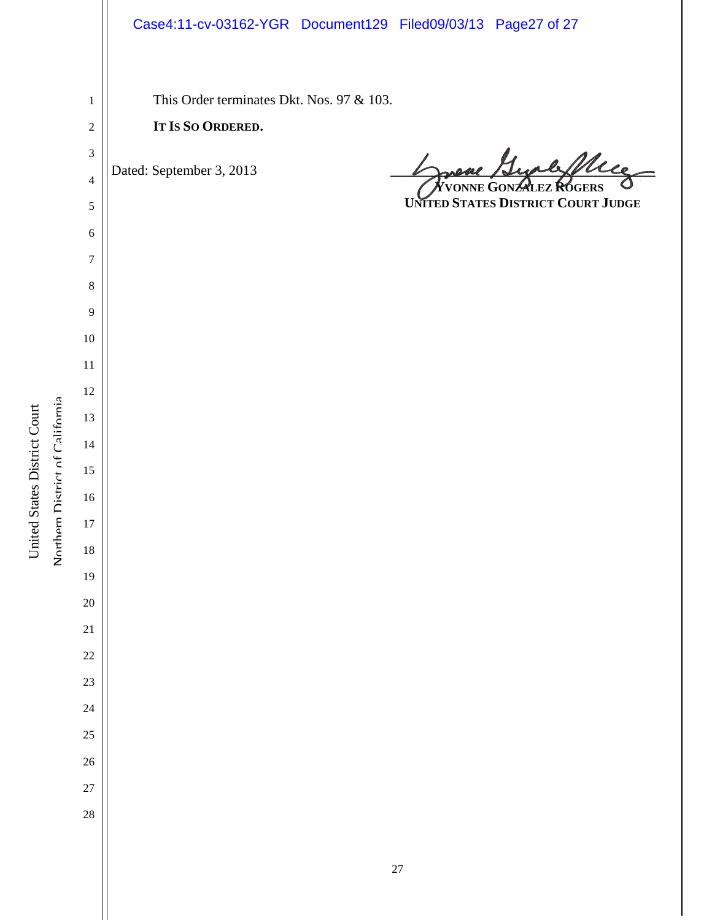This Order terminates Dkt. Nos. 97 & 103.

**IT IS SO ORDERED.**

Dated: September 3, 2013

**YVONNE GONZALEZ ROGERS**
**UNITED STATES DISTRICT COURT JUDGE**